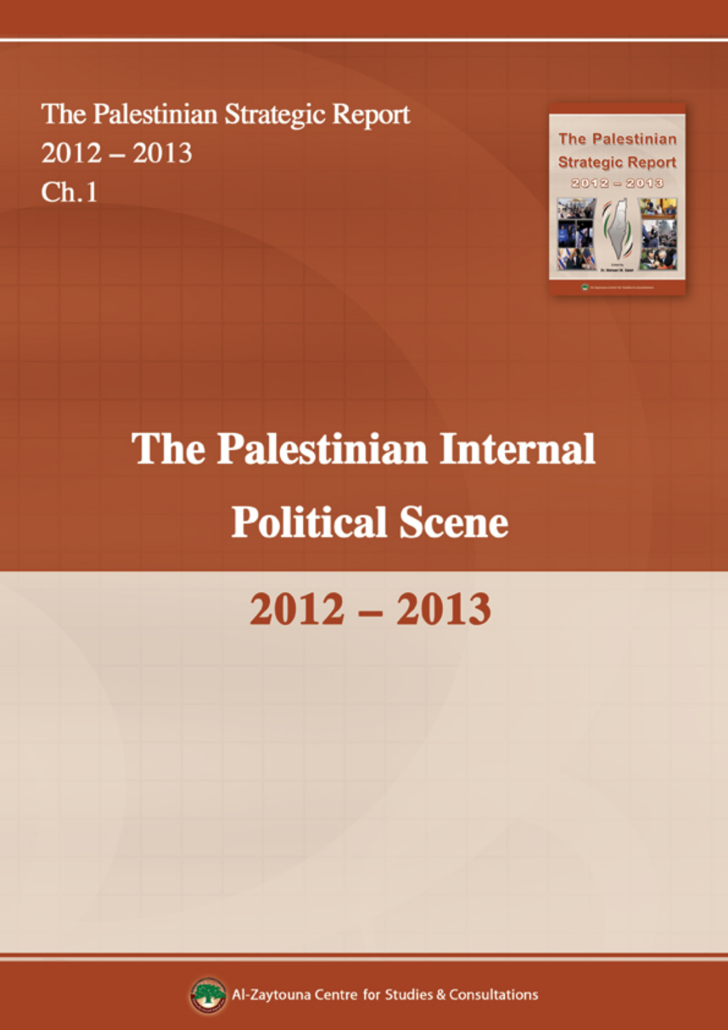The Palestinian Strategic Report
2012 – 2013
Ch.1

# The Palestinian Internal Political Scene

## 2012 – 2013

Al-Zaytouna Centre for Studies & Consultations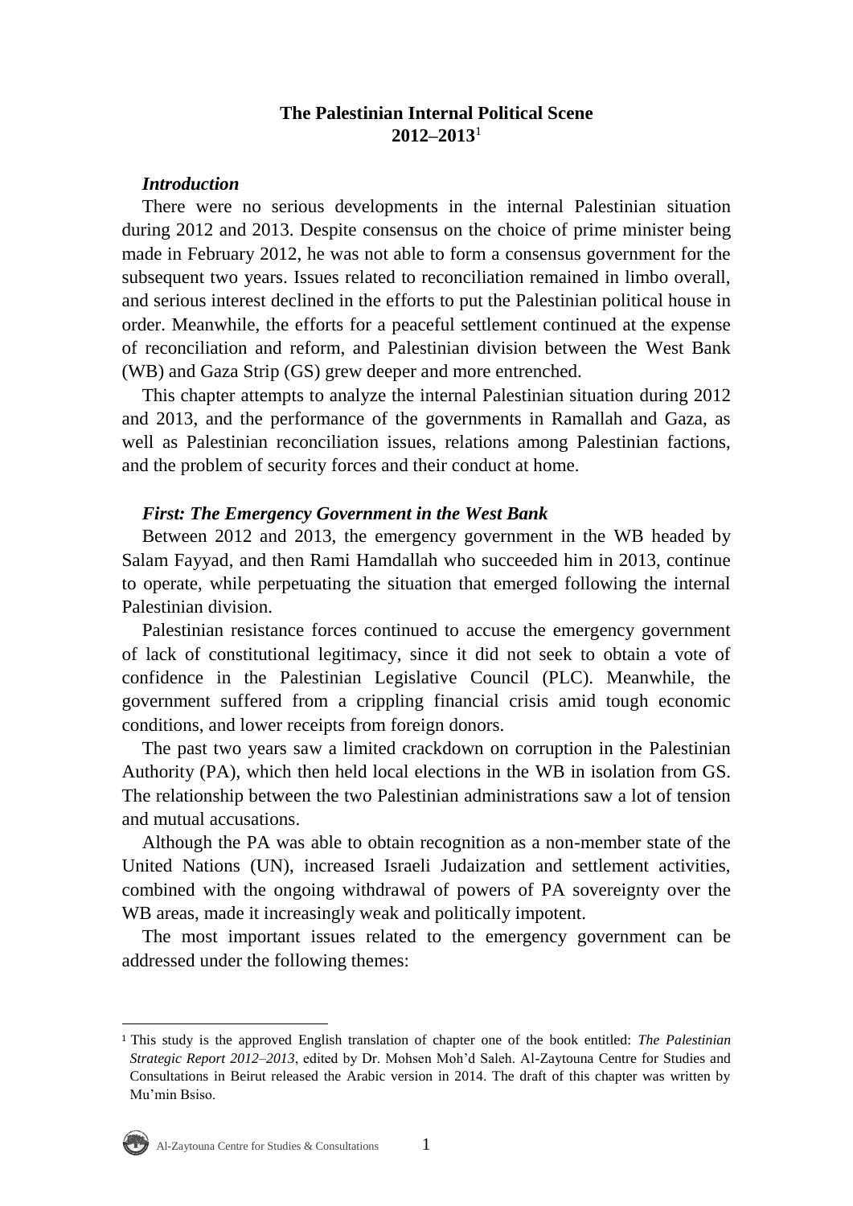# The Palestinian Internal Political Scene 2012–2013[1]

### *Introduction*

There were no serious developments in the internal Palestinian situation during 2012 and 2013. Despite consensus on the choice of prime minister being made in February 2012, he was not able to form a consensus government for the subsequent two years. Issues related to reconciliation remained in limbo overall, and serious interest declined in the efforts to put the Palestinian political house in order. Meanwhile, the efforts for a peaceful settlement continued at the expense of reconciliation and reform, and Palestinian division between the West Bank (WB) and Gaza Strip (GS) grew deeper and more entrenched.

This chapter attempts to analyze the internal Palestinian situation during 2012 and 2013, and the performance of the governments in Ramallah and Gaza, as well as Palestinian reconciliation issues, relations among Palestinian factions, and the problem of security forces and their conduct at home.

### *First: The Emergency Government in the West Bank*

Between 2012 and 2013, the emergency government in the WB headed by Salam Fayyad, and then Rami Hamdallah who succeeded him in 2013, continue to operate, while perpetuating the situation that emerged following the internal Palestinian division.

Palestinian resistance forces continued to accuse the emergency government of lack of constitutional legitimacy, since it did not seek to obtain a vote of confidence in the Palestinian Legislative Council (PLC). Meanwhile, the government suffered from a crippling financial crisis amid tough economic conditions, and lower receipts from foreign donors.

The past two years saw a limited crackdown on corruption in the Palestinian Authority (PA), which then held local elections in the WB in isolation from GS. The relationship between the two Palestinian administrations saw a lot of tension and mutual accusations.

Although the PA was able to obtain recognition as a non-member state of the United Nations (UN), increased Israeli Judaization and settlement activities, combined with the ongoing withdrawal of powers of PA sovereignty over the WB areas, made it increasingly weak and politically impotent.

The most important issues related to the emergency government can be addressed under the following themes:

---

[1] This study is the approved English translation of chapter one of the book entitled: *The Palestinian Strategic Report 2012–2013*, edited by Dr. Mohsen Moh'd Saleh. Al-Zaytouna Centre for Studies and Consultations in Beirut released the Arabic version in 2014. The draft of this chapter was written by Mu'min Bsiso.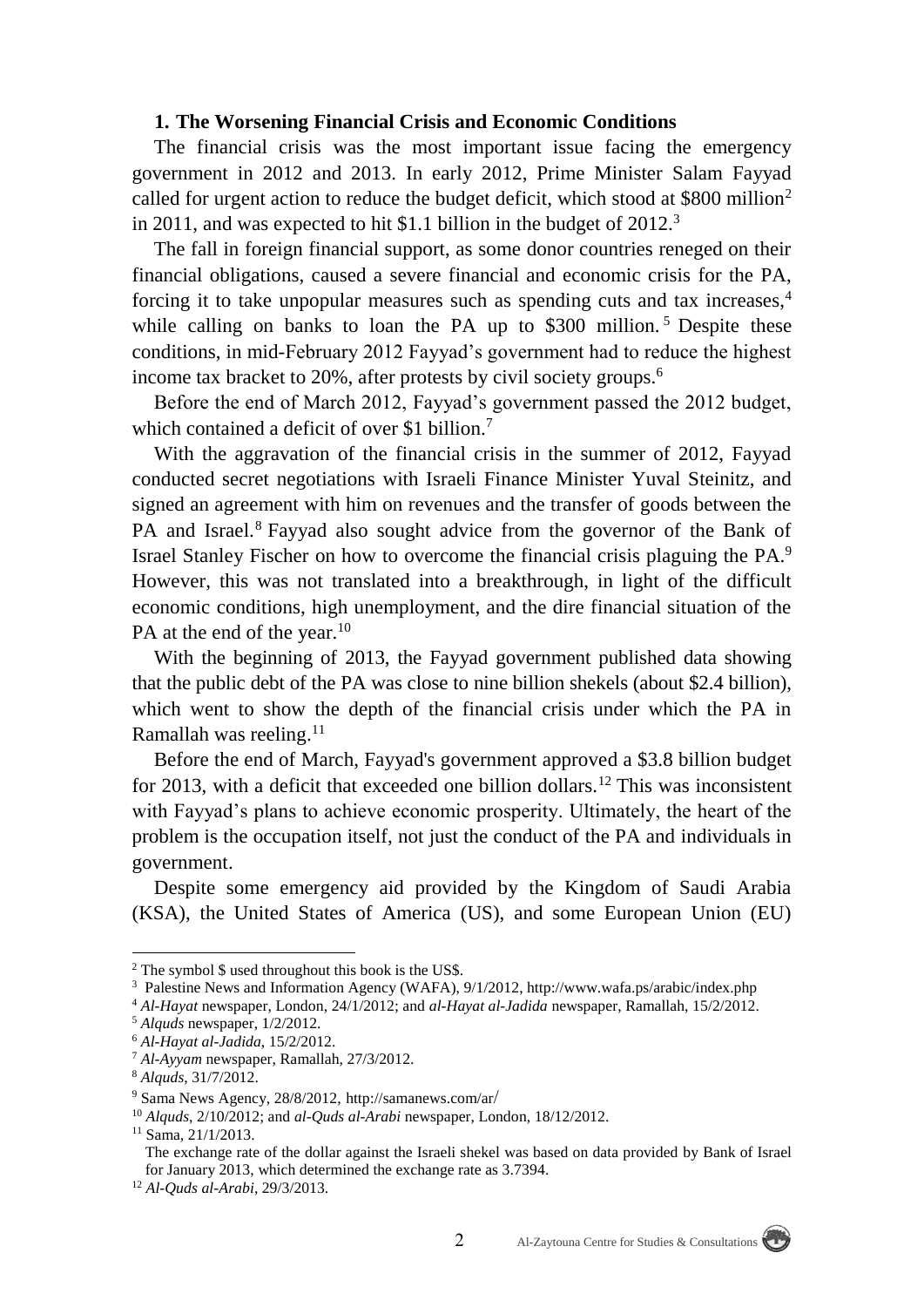### 1. The Worsening Financial Crisis and Economic Conditions

The financial crisis was the most important issue facing the emergency government in 2012 and 2013. In early 2012, Prime Minister Salam Fayyad called for urgent action to reduce the budget deficit, which stood at $800 million[2] in 2011, and was expected to hit $1.1 billion in the budget of 2012.[3]

The fall in foreign financial support, as some donor countries reneged on their financial obligations, caused a severe financial and economic crisis for the PA, forcing it to take unpopular measures such as spending cuts and tax increases,[4] while calling on banks to loan the PA up to $300 million.[5] Despite these conditions, in mid-February 2012 Fayyad's government had to reduce the highest income tax bracket to 20%, after protests by civil society groups.[6]

Before the end of March 2012, Fayyad's government passed the 2012 budget, which contained a deficit of over $1 billion.[7]

With the aggravation of the financial crisis in the summer of 2012, Fayyad conducted secret negotiations with Israeli Finance Minister Yuval Steinitz, and signed an agreement with him on revenues and the transfer of goods between the PA and Israel.[8] Fayyad also sought advice from the governor of the Bank of Israel Stanley Fischer on how to overcome the financial crisis plaguing the PA.[9] However, this was not translated into a breakthrough, in light of the difficult economic conditions, high unemployment, and the dire financial situation of the PA at the end of the year.[10]

With the beginning of 2013, the Fayyad government published data showing that the public debt of the PA was close to nine billion shekels (about $2.4 billion), which went to show the depth of the financial crisis under which the PA in Ramallah was reeling.[11]

Before the end of March, Fayyad's government approved a $3.8 billion budget for 2013, with a deficit that exceeded one billion dollars.[12] This was inconsistent with Fayyad's plans to achieve economic prosperity. Ultimately, the heart of the problem is the occupation itself, not just the conduct of the PA and individuals in government.

Despite some emergency aid provided by the Kingdom of Saudi Arabia (KSA), the United States of America (US), and some European Union (EU)

---

[2] The symbol $ used throughout this book is the US$.

[3] Palestine News and Information Agency (WAFA), 9/1/2012, http://www.wafa.ps/arabic/index.php

[4] *Al-Hayat* newspaper, London, 24/1/2012; and *al-Hayat al-Jadida* newspaper, Ramallah, 15/2/2012.

[5] *Alquds* newspaper, 1/2/2012.

[6] *Al-Hayat al-Jadida*, 15/2/2012.

[7] *Al-Ayyam* newspaper, Ramallah, 27/3/2012.

[8] *Alquds*, 31/7/2012.

[9] Sama News Agency, 28/8/2012, http://samanews.com/ar/

[10] *Alquds*, 2/10/2012; and *al-Quds al-Arabi* newspaper, London, 18/12/2012.

[11] Sama, 21/1/2013.
The exchange rate of the dollar against the Israeli shekel was based on data provided by Bank of Israel for January 2013, which determined the exchange rate as 3.7394.

[12] *Al-Quds al-Arabi*, 29/3/2013.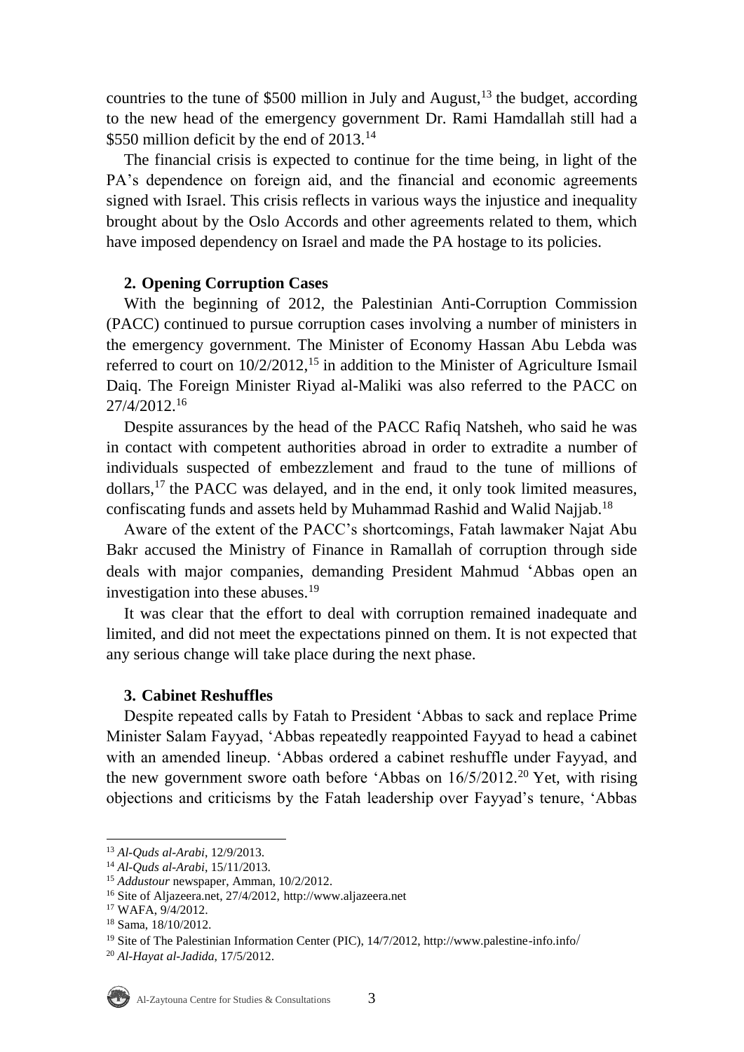countries to the tune of $500 million in July and August,[13] the budget, according to the new head of the emergency government Dr. Rami Hamdallah still had a $550 million deficit by the end of 2013.[14]

The financial crisis is expected to continue for the time being, in light of the PA's dependence on foreign aid, and the financial and economic agreements signed with Israel. This crisis reflects in various ways the injustice and inequality brought about by the Oslo Accords and other agreements related to them, which have imposed dependency on Israel and made the PA hostage to its policies.

### 2. Opening Corruption Cases

With the beginning of 2012, the Palestinian Anti-Corruption Commission (PACC) continued to pursue corruption cases involving a number of ministers in the emergency government. The Minister of Economy Hassan Abu Lebda was referred to court on 10/2/2012,[15] in addition to the Minister of Agriculture Ismail Daiq. The Foreign Minister Riyad al-Maliki was also referred to the PACC on 27/4/2012.[16]

Despite assurances by the head of the PACC Rafiq Natsheh, who said he was in contact with competent authorities abroad in order to extradite a number of individuals suspected of embezzlement and fraud to the tune of millions of dollars,[17] the PACC was delayed, and in the end, it only took limited measures, confiscating funds and assets held by Muhammad Rashid and Walid Najjab.[18]

Aware of the extent of the PACC's shortcomings, Fatah lawmaker Najat Abu Bakr accused the Ministry of Finance in Ramallah of corruption through side deals with major companies, demanding President Mahmud 'Abbas open an investigation into these abuses.[19]

It was clear that the effort to deal with corruption remained inadequate and limited, and did not meet the expectations pinned on them. It is not expected that any serious change will take place during the next phase.

### 3. Cabinet Reshuffles

Despite repeated calls by Fatah to President 'Abbas to sack and replace Prime Minister Salam Fayyad, 'Abbas repeatedly reappointed Fayyad to head a cabinet with an amended lineup. 'Abbas ordered a cabinet reshuffle under Fayyad, and the new government swore oath before 'Abbas on 16/5/2012.[20] Yet, with rising objections and criticisms by the Fatah leadership over Fayyad's tenure, 'Abbas

---

[13] *Al-Quds al-Arabi*, 12/9/2013.

[14] *Al-Quds al-Arabi*, 15/11/2013.

[15] *Addustour* newspaper, Amman, 10/2/2012.

[16] Site of Aljazeera.net, 27/4/2012, http://www.aljazeera.net

[17] WAFA, 9/4/2012.

[18] Sama, 18/10/2012.

[19] Site of The Palestinian Information Center (PIC), 14/7/2012, http://www.palestine-info.info/

[20] *Al-Hayat al-Jadida*, 17/5/2012.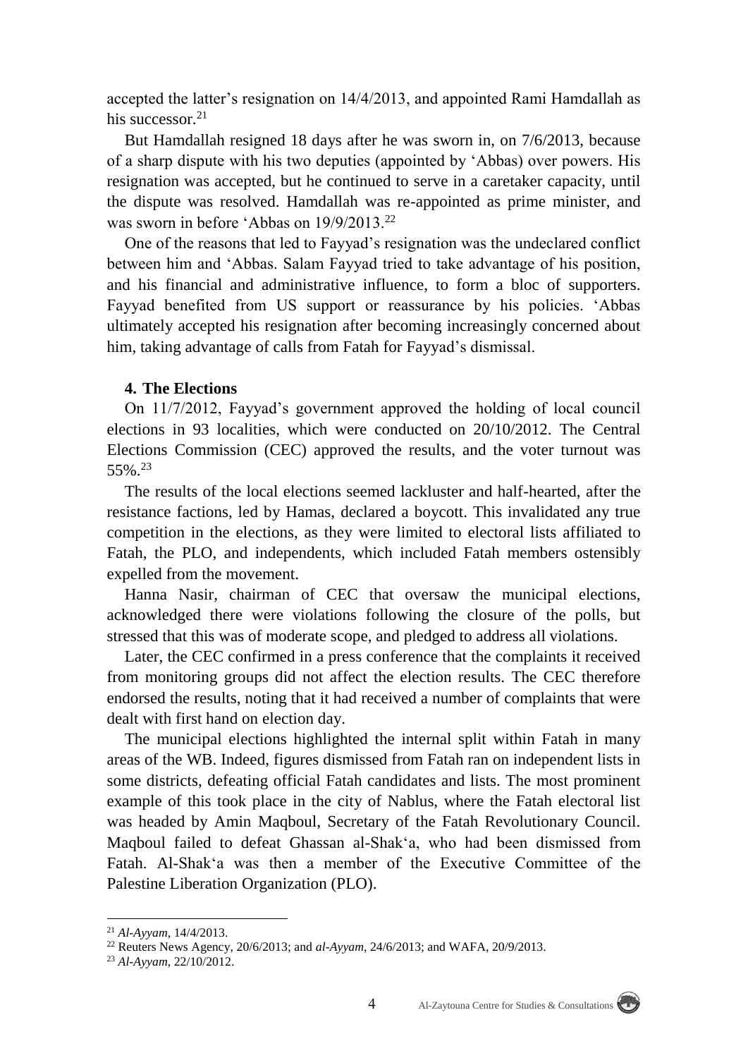accepted the latter's resignation on 14/4/2013, and appointed Rami Hamdallah as his successor.[21]

But Hamdallah resigned 18 days after he was sworn in, on 7/6/2013, because of a sharp dispute with his two deputies (appointed by 'Abbas) over powers. His resignation was accepted, but he continued to serve in a caretaker capacity, until the dispute was resolved. Hamdallah was re-appointed as prime minister, and was sworn in before 'Abbas on 19/9/2013.[22]

One of the reasons that led to Fayyad's resignation was the undeclared conflict between him and 'Abbas. Salam Fayyad tried to take advantage of his position, and his financial and administrative influence, to form a bloc of supporters. Fayyad benefited from US support or reassurance by his policies. 'Abbas ultimately accepted his resignation after becoming increasingly concerned about him, taking advantage of calls from Fatah for Fayyad's dismissal.

#### 4. The Elections

On 11/7/2012, Fayyad's government approved the holding of local council elections in 93 localities, which were conducted on 20/10/2012. The Central Elections Commission (CEC) approved the results, and the voter turnout was 55%.[23]

The results of the local elections seemed lackluster and half-hearted, after the resistance factions, led by Hamas, declared a boycott. This invalidated any true competition in the elections, as they were limited to electoral lists affiliated to Fatah, the PLO, and independents, which included Fatah members ostensibly expelled from the movement.

Hanna Nasir, chairman of CEC that oversaw the municipal elections, acknowledged there were violations following the closure of the polls, but stressed that this was of moderate scope, and pledged to address all violations.

Later, the CEC confirmed in a press conference that the complaints it received from monitoring groups did not affect the election results. The CEC therefore endorsed the results, noting that it had received a number of complaints that were dealt with first hand on election day.

The municipal elections highlighted the internal split within Fatah in many areas of the WB. Indeed, figures dismissed from Fatah ran on independent lists in some districts, defeating official Fatah candidates and lists. The most prominent example of this took place in the city of Nablus, where the Fatah electoral list was headed by Amin Maqboul, Secretary of the Fatah Revolutionary Council. Maqboul failed to defeat Ghassan al-Shak'a, who had been dismissed from Fatah. Al-Shak'a was then a member of the Executive Committee of the Palestine Liberation Organization (PLO).

---

[21] *Al-Ayyam*, 14/4/2013.

[22] Reuters News Agency, 20/6/2013; and *al-Ayyam*, 24/6/2013; and WAFA, 20/9/2013.

[23] *Al-Ayyam*, 22/10/2012.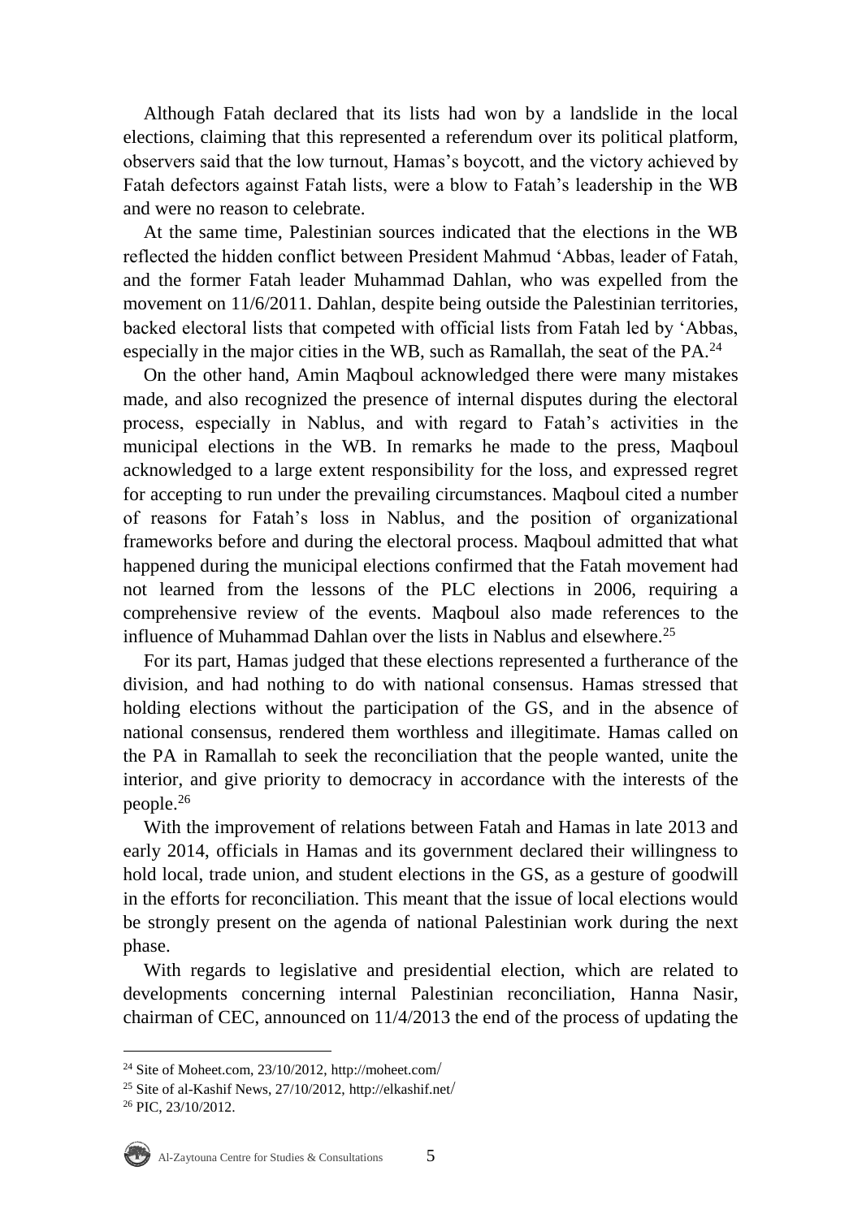Although Fatah declared that its lists had won by a landslide in the local elections, claiming that this represented a referendum over its political platform, observers said that the low turnout, Hamas's boycott, and the victory achieved by Fatah defectors against Fatah lists, were a blow to Fatah's leadership in the WB and were no reason to celebrate.

At the same time, Palestinian sources indicated that the elections in the WB reflected the hidden conflict between President Mahmud 'Abbas, leader of Fatah, and the former Fatah leader Muhammad Dahlan, who was expelled from the movement on 11/6/2011. Dahlan, despite being outside the Palestinian territories, backed electoral lists that competed with official lists from Fatah led by 'Abbas, especially in the major cities in the WB, such as Ramallah, the seat of the PA.[24]

On the other hand, Amin Maqboul acknowledged there were many mistakes made, and also recognized the presence of internal disputes during the electoral process, especially in Nablus, and with regard to Fatah's activities in the municipal elections in the WB. In remarks he made to the press, Maqboul acknowledged to a large extent responsibility for the loss, and expressed regret for accepting to run under the prevailing circumstances. Maqboul cited a number of reasons for Fatah's loss in Nablus, and the position of organizational frameworks before and during the electoral process. Maqboul admitted that what happened during the municipal elections confirmed that the Fatah movement had not learned from the lessons of the PLC elections in 2006, requiring a comprehensive review of the events. Maqboul also made references to the influence of Muhammad Dahlan over the lists in Nablus and elsewhere.[25]

For its part, Hamas judged that these elections represented a furtherance of the division, and had nothing to do with national consensus. Hamas stressed that holding elections without the participation of the GS, and in the absence of national consensus, rendered them worthless and illegitimate. Hamas called on the PA in Ramallah to seek the reconciliation that the people wanted, unite the interior, and give priority to democracy in accordance with the interests of the people.[26]

With the improvement of relations between Fatah and Hamas in late 2013 and early 2014, officials in Hamas and its government declared their willingness to hold local, trade union, and student elections in the GS, as a gesture of goodwill in the efforts for reconciliation. This meant that the issue of local elections would be strongly present on the agenda of national Palestinian work during the next phase.

With regards to legislative and presidential election, which are related to developments concerning internal Palestinian reconciliation, Hanna Nasir, chairman of CEC, announced on 11/4/2013 the end of the process of updating the

---

[24] Site of Moheet.com, 23/10/2012, http://moheet.com/

[25] Site of al-Kashif News, 27/10/2012, http://elkashif.net/

[26] PIC, 23/10/2012.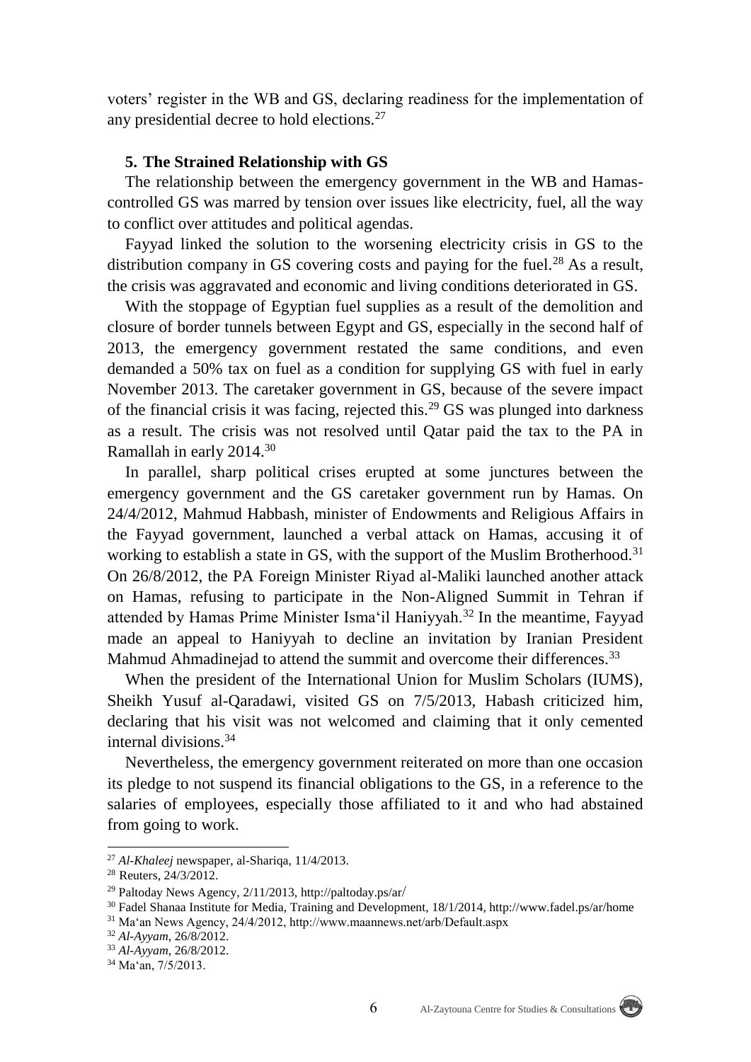voters' register in the WB and GS, declaring readiness for the implementation of any presidential decree to hold elections.[27]

### 5. The Strained Relationship with GS

The relationship between the emergency government in the WB and Hamas-controlled GS was marred by tension over issues like electricity, fuel, all the way to conflict over attitudes and political agendas.

Fayyad linked the solution to the worsening electricity crisis in GS to the distribution company in GS covering costs and paying for the fuel.[28] As a result, the crisis was aggravated and economic and living conditions deteriorated in GS.

With the stoppage of Egyptian fuel supplies as a result of the demolition and closure of border tunnels between Egypt and GS, especially in the second half of 2013, the emergency government restated the same conditions, and even demanded a 50% tax on fuel as a condition for supplying GS with fuel in early November 2013. The caretaker government in GS, because of the severe impact of the financial crisis it was facing, rejected this.[29] GS was plunged into darkness as a result. The crisis was not resolved until Qatar paid the tax to the PA in Ramallah in early 2014.[30]

In parallel, sharp political crises erupted at some junctures between the emergency government and the GS caretaker government run by Hamas. On 24/4/2012, Mahmud Habbash, minister of Endowments and Religious Affairs in the Fayyad government, launched a verbal attack on Hamas, accusing it of working to establish a state in GS, with the support of the Muslim Brotherhood.[31] On 26/8/2012, the PA Foreign Minister Riyad al-Maliki launched another attack on Hamas, refusing to participate in the Non-Aligned Summit in Tehran if attended by Hamas Prime Minister Isma'il Haniyyah.[32] In the meantime, Fayyad made an appeal to Haniyyah to decline an invitation by Iranian President Mahmud Ahmadinejad to attend the summit and overcome their differences.[33]

When the president of the International Union for Muslim Scholars (IUMS), Sheikh Yusuf al-Qaradawi, visited GS on 7/5/2013, Habash criticized him, declaring that his visit was not welcomed and claiming that it only cemented internal divisions.[34]

Nevertheless, the emergency government reiterated on more than one occasion its pledge to not suspend its financial obligations to the GS, in a reference to the salaries of employees, especially those affiliated to it and who had abstained from going to work.

---

[27] *Al-Khaleej* newspaper, al-Shariqa, 11/4/2013.
[28] Reuters, 24/3/2012.
[29] Paltoday News Agency, 2/11/2013, http://paltoday.ps/ar/
[30] Fadel Shanaa Institute for Media, Training and Development, 18/1/2014, http://www.fadel.ps/ar/home
[31] Ma'an News Agency, 24/4/2012, http://www.maannews.net/arb/Default.aspx
[32] *Al-Ayyam*, 26/8/2012.
[33] *Al-Ayyam*, 26/8/2012.
[34] Ma'an, 7/5/2013.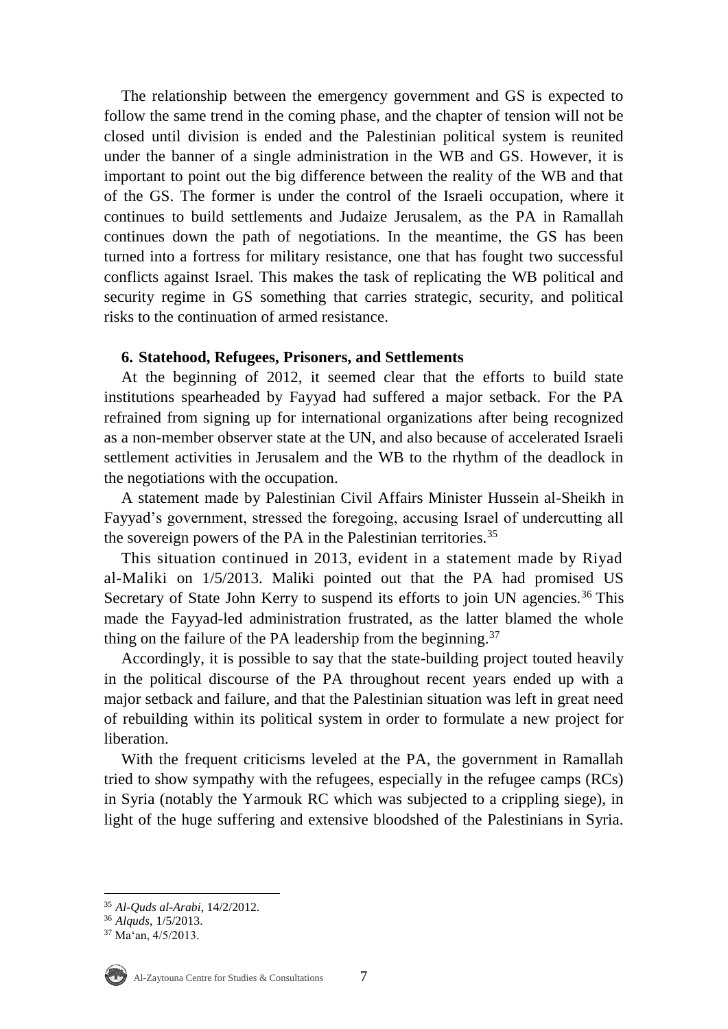The relationship between the emergency government and GS is expected to follow the same trend in the coming phase, and the chapter of tension will not be closed until division is ended and the Palestinian political system is reunited under the banner of a single administration in the WB and GS. However, it is important to point out the big difference between the reality of the WB and that of the GS. The former is under the control of the Israeli occupation, where it continues to build settlements and Judaize Jerusalem, as the PA in Ramallah continues down the path of negotiations. In the meantime, the GS has been turned into a fortress for military resistance, one that has fought two successful conflicts against Israel. This makes the task of replicating the WB political and security regime in GS something that carries strategic, security, and political risks to the continuation of armed resistance.

### 6. Statehood, Refugees, Prisoners, and Settlements

At the beginning of 2012, it seemed clear that the efforts to build state institutions spearheaded by Fayyad had suffered a major setback. For the PA refrained from signing up for international organizations after being recognized as a non-member observer state at the UN, and also because of accelerated Israeli settlement activities in Jerusalem and the WB to the rhythm of the deadlock in the negotiations with the occupation.

A statement made by Palestinian Civil Affairs Minister Hussein al-Sheikh in Fayyad's government, stressed the foregoing, accusing Israel of undercutting all the sovereign powers of the PA in the Palestinian territories.[35]

This situation continued in 2013, evident in a statement made by Riyad al-Maliki on 1/5/2013. Maliki pointed out that the PA had promised US Secretary of State John Kerry to suspend its efforts to join UN agencies.[36] This made the Fayyad-led administration frustrated, as the latter blamed the whole thing on the failure of the PA leadership from the beginning.[37]

Accordingly, it is possible to say that the state-building project touted heavily in the political discourse of the PA throughout recent years ended up with a major setback and failure, and that the Palestinian situation was left in great need of rebuilding within its political system in order to formulate a new project for liberation.

With the frequent criticisms leveled at the PA, the government in Ramallah tried to show sympathy with the refugees, especially in the refugee camps (RCs) in Syria (notably the Yarmouk RC which was subjected to a crippling siege), in light of the huge suffering and extensive bloodshed of the Palestinians in Syria.

---

[35] *Al-Quds al-Arabi*, 14/2/2012.

[36] *Alquds*, 1/5/2013.

[37] Ma'an, 4/5/2013.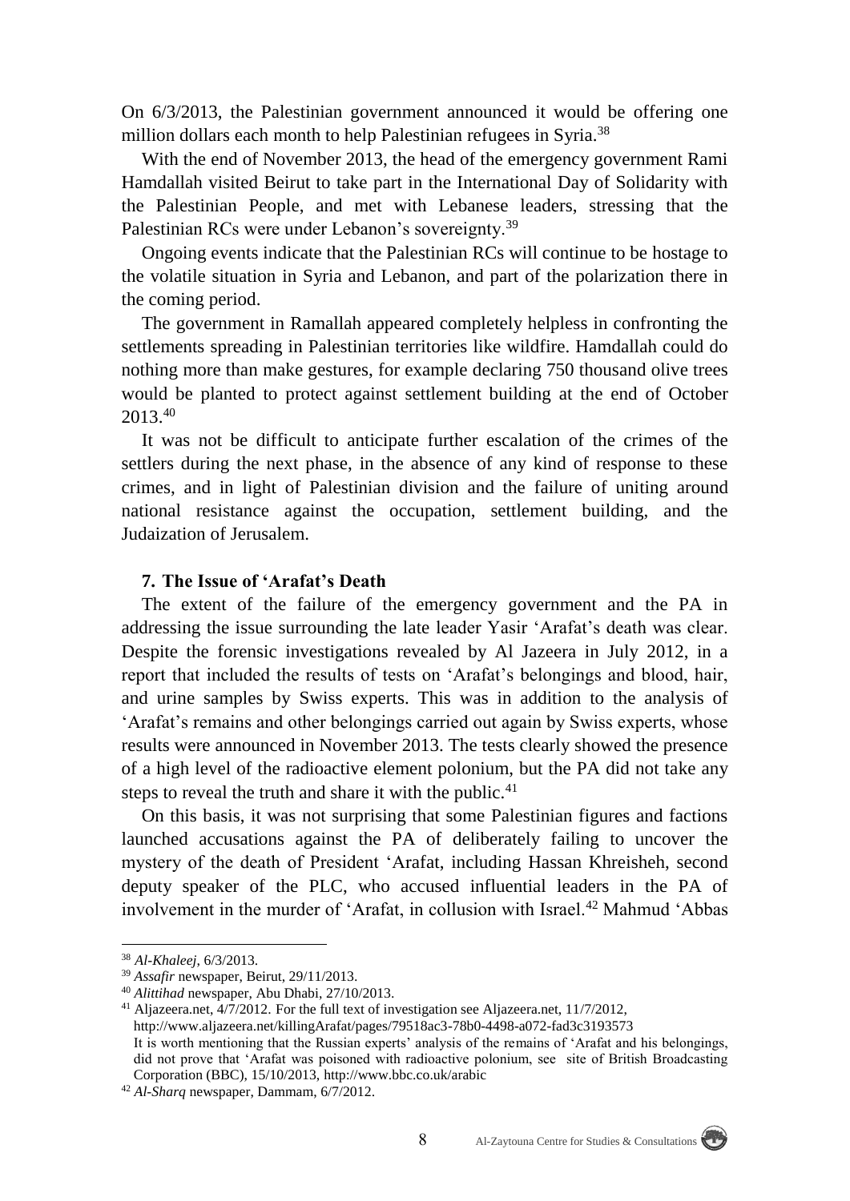On 6/3/2013, the Palestinian government announced it would be offering one million dollars each month to help Palestinian refugees in Syria.[38]

With the end of November 2013, the head of the emergency government Rami Hamdallah visited Beirut to take part in the International Day of Solidarity with the Palestinian People, and met with Lebanese leaders, stressing that the Palestinian RCs were under Lebanon's sovereignty.[39]

Ongoing events indicate that the Palestinian RCs will continue to be hostage to the volatile situation in Syria and Lebanon, and part of the polarization there in the coming period.

The government in Ramallah appeared completely helpless in confronting the settlements spreading in Palestinian territories like wildfire. Hamdallah could do nothing more than make gestures, for example declaring 750 thousand olive trees would be planted to protect against settlement building at the end of October 2013.[40]

It was not be difficult to anticipate further escalation of the crimes of the settlers during the next phase, in the absence of any kind of response to these crimes, and in light of Palestinian division and the failure of uniting around national resistance against the occupation, settlement building, and the Judaization of Jerusalem.

### 7. The Issue of 'Arafat's Death

The extent of the failure of the emergency government and the PA in addressing the issue surrounding the late leader Yasir 'Arafat's death was clear. Despite the forensic investigations revealed by Al Jazeera in July 2012, in a report that included the results of tests on 'Arafat's belongings and blood, hair, and urine samples by Swiss experts. This was in addition to the analysis of 'Arafat's remains and other belongings carried out again by Swiss experts, whose results were announced in November 2013. The tests clearly showed the presence of a high level of the radioactive element polonium, but the PA did not take any steps to reveal the truth and share it with the public.[41]

On this basis, it was not surprising that some Palestinian figures and factions launched accusations against the PA of deliberately failing to uncover the mystery of the death of President 'Arafat, including Hassan Khreisheh, second deputy speaker of the PLC, who accused influential leaders in the PA of involvement in the murder of 'Arafat, in collusion with Israel.[42] Mahmud 'Abbas

---

[38] *Al-Khaleej*, 6/3/2013.

[39] *Assafir* newspaper, Beirut, 29/11/2013.

[40] *Alittihad* newspaper, Abu Dhabi, 27/10/2013.

[41] Aljazeera.net, 4/7/2012. For the full text of investigation see Aljazeera.net, 11/7/2012, http://www.aljazeera.net/killingArafat/pages/79518ac3-78b0-4498-a072-fad3c3193573
It is worth mentioning that the Russian experts' analysis of the remains of 'Arafat and his belongings, did not prove that 'Arafat was poisoned with radioactive polonium, see site of British Broadcasting Corporation (BBC), 15/10/2013, http://www.bbc.co.uk/arabic

[42] *Al-Sharq* newspaper, Dammam, 6/7/2012.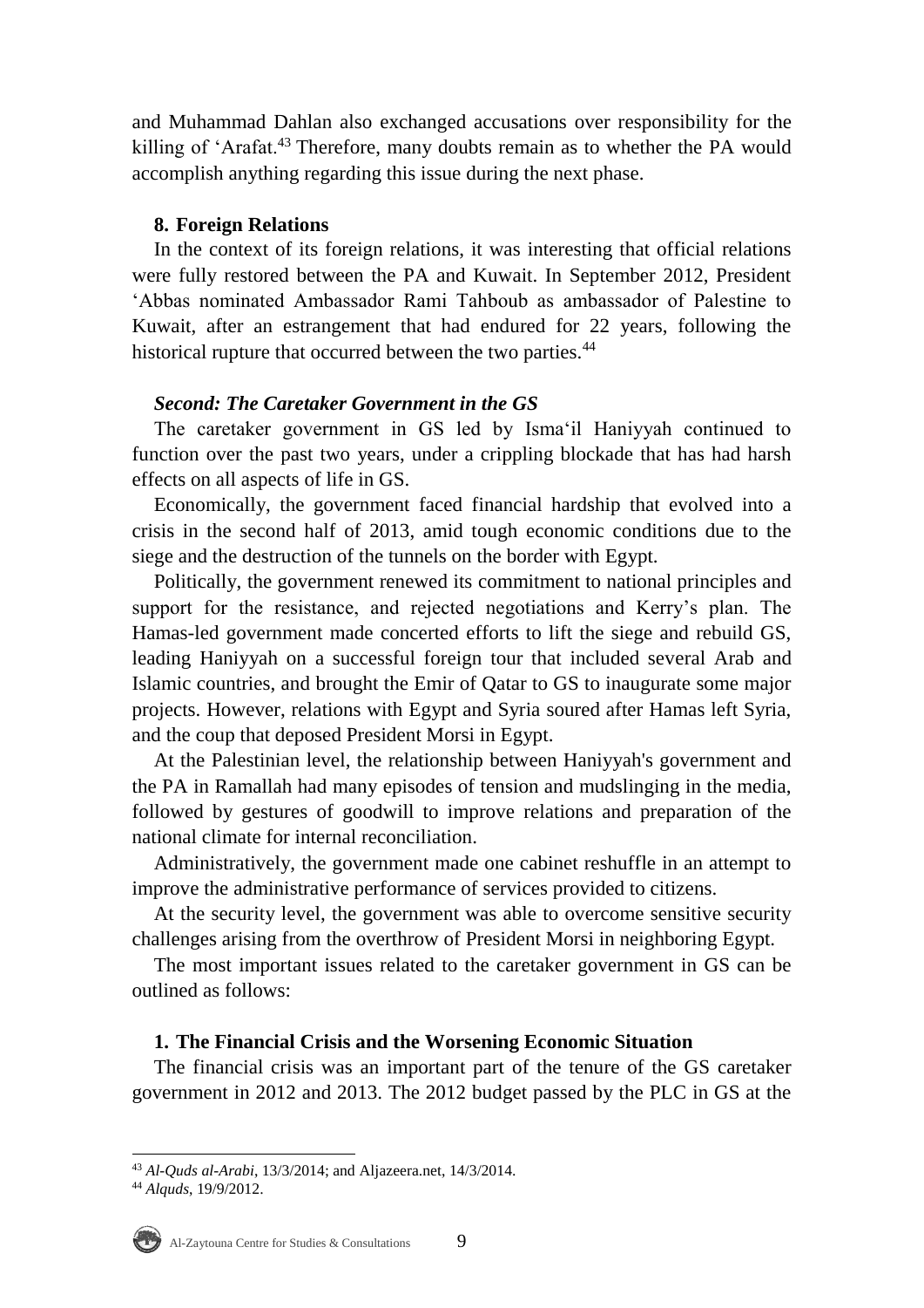and Muhammad Dahlan also exchanged accusations over responsibility for the killing of ‘Arafat.[43] Therefore, many doubts remain as to whether the PA would accomplish anything regarding this issue during the next phase.

#### 8. Foreign Relations

In the context of its foreign relations, it was interesting that official relations were fully restored between the PA and Kuwait. In September 2012, President ‘Abbas nominated Ambassador Rami Tahboub as ambassador of Palestine to Kuwait, after an estrangement that had endured for 22 years, following the historical rupture that occurred between the two parties.[44]

### *Second: The Caretaker Government in the GS*

The caretaker government in GS led by Isma‘il Haniyyah continued to function over the past two years, under a crippling blockade that has had harsh effects on all aspects of life in GS.

Economically, the government faced financial hardship that evolved into a crisis in the second half of 2013, amid tough economic conditions due to the siege and the destruction of the tunnels on the border with Egypt.

Politically, the government renewed its commitment to national principles and support for the resistance, and rejected negotiations and Kerry’s plan. The Hamas-led government made concerted efforts to lift the siege and rebuild GS, leading Haniyyah on a successful foreign tour that included several Arab and Islamic countries, and brought the Emir of Qatar to GS to inaugurate some major projects. However, relations with Egypt and Syria soured after Hamas left Syria, and the coup that deposed President Morsi in Egypt.

At the Palestinian level, the relationship between Haniyyah's government and the PA in Ramallah had many episodes of tension and mudslinging in the media, followed by gestures of goodwill to improve relations and preparation of the national climate for internal reconciliation.

Administratively, the government made one cabinet reshuffle in an attempt to improve the administrative performance of services provided to citizens.

At the security level, the government was able to overcome sensitive security challenges arising from the overthrow of President Morsi in neighboring Egypt.

The most important issues related to the caretaker government in GS can be outlined as follows:

#### 1. The Financial Crisis and the Worsening Economic Situation

The financial crisis was an important part of the tenure of the GS caretaker government in 2012 and 2013. The 2012 budget passed by the PLC in GS at the

---

[43] *Al-Quds al-Arabi*, 13/3/2014; and Aljazeera.net, 14/3/2014.

[44] *Alquds*, 19/9/2012.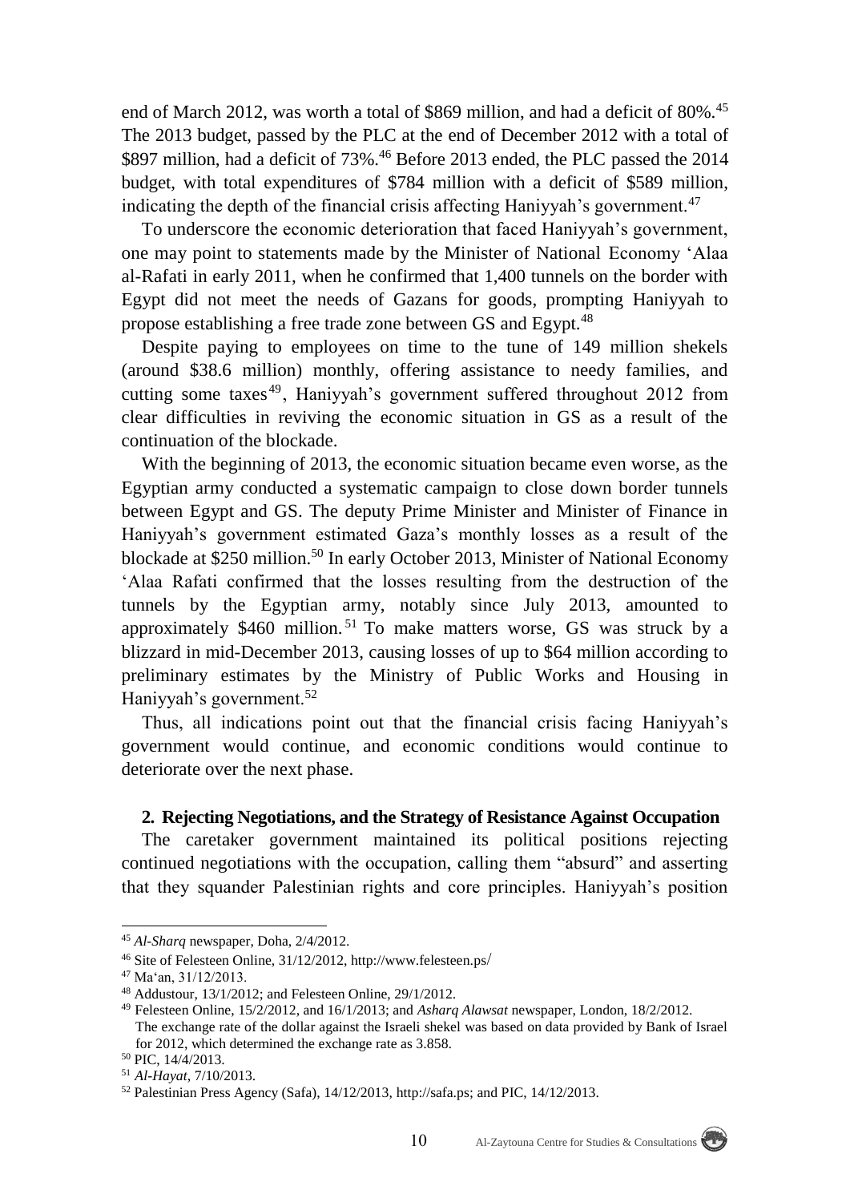end of March 2012, was worth a total of $869 million, and had a deficit of 80%.[45] The 2013 budget, passed by the PLC at the end of December 2012 with a total of $897 million, had a deficit of 73%.[46] Before 2013 ended, the PLC passed the 2014 budget, with total expenditures of $784 million with a deficit of $589 million, indicating the depth of the financial crisis affecting Haniyyah's government.[47]

To underscore the economic deterioration that faced Haniyyah's government, one may point to statements made by the Minister of National Economy 'Alaa al-Rafati in early 2011, when he confirmed that 1,400 tunnels on the border with Egypt did not meet the needs of Gazans for goods, prompting Haniyyah to propose establishing a free trade zone between GS and Egypt.[48]

Despite paying to employees on time to the tune of 149 million shekels (around $38.6 million) monthly, offering assistance to needy families, and cutting some taxes[49], Haniyyah's government suffered throughout 2012 from clear difficulties in reviving the economic situation in GS as a result of the continuation of the blockade.

With the beginning of 2013, the economic situation became even worse, as the Egyptian army conducted a systematic campaign to close down border tunnels between Egypt and GS. The deputy Prime Minister and Minister of Finance in Haniyyah's government estimated Gaza's monthly losses as a result of the blockade at $250 million.[50] In early October 2013, Minister of National Economy 'Alaa Rafati confirmed that the losses resulting from the destruction of the tunnels by the Egyptian army, notably since July 2013, amounted to approximately $460 million.[51] To make matters worse, GS was struck by a blizzard in mid-December 2013, causing losses of up to $64 million according to preliminary estimates by the Ministry of Public Works and Housing in Haniyyah's government.[52]

Thus, all indications point out that the financial crisis facing Haniyyah's government would continue, and economic conditions would continue to deteriorate over the next phase.

### 2. Rejecting Negotiations, and the Strategy of Resistance Against Occupation

The caretaker government maintained its political positions rejecting continued negotiations with the occupation, calling them "absurd" and asserting that they squander Palestinian rights and core principles. Haniyyah's position

---

[45] *Al-Sharq* newspaper, Doha, 2/4/2012.

[46] Site of Felesteen Online, 31/12/2012, http://www.felesteen.ps/

[47] Ma'an, 31/12/2013.

[48] Addustour, 13/1/2012; and Felesteen Online, 29/1/2012.

[49] Felesteen Online, 15/2/2012, and 16/1/2013; and *Asharq Alawsat* newspaper, London, 18/2/2012. The exchange rate of the dollar against the Israeli shekel was based on data provided by Bank of Israel for 2012, which determined the exchange rate as 3.858.

[50] PIC, 14/4/2013.

[51] *Al-Hayat*, 7/10/2013.

[52] Palestinian Press Agency (Safa), 14/12/2013, http://safa.ps; and PIC, 14/12/2013.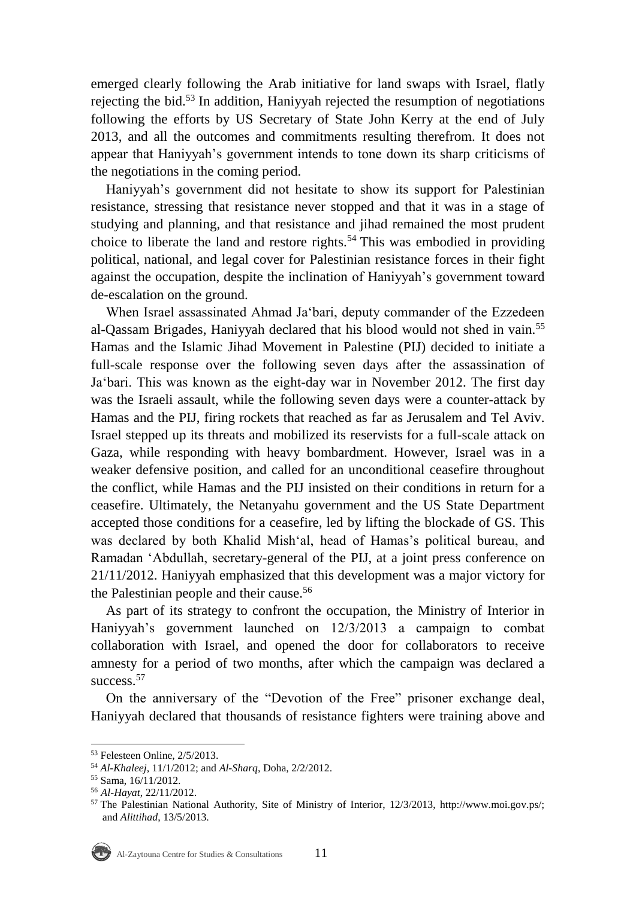emerged clearly following the Arab initiative for land swaps with Israel, flatly rejecting the bid.[53] In addition, Haniyyah rejected the resumption of negotiations following the efforts by US Secretary of State John Kerry at the end of July 2013, and all the outcomes and commitments resulting therefrom. It does not appear that Haniyyah's government intends to tone down its sharp criticisms of the negotiations in the coming period.

Haniyyah's government did not hesitate to show its support for Palestinian resistance, stressing that resistance never stopped and that it was in a stage of studying and planning, and that resistance and jihad remained the most prudent choice to liberate the land and restore rights.[54] This was embodied in providing political, national, and legal cover for Palestinian resistance forces in their fight against the occupation, despite the inclination of Haniyyah's government toward de-escalation on the ground.

When Israel assassinated Ahmad Ja'bari, deputy commander of the Ezzedeen al-Qassam Brigades, Haniyyah declared that his blood would not shed in vain.[55] Hamas and the Islamic Jihad Movement in Palestine (PIJ) decided to initiate a full-scale response over the following seven days after the assassination of Ja'bari. This was known as the eight-day war in November 2012. The first day was the Israeli assault, while the following seven days were a counter-attack by Hamas and the PIJ, firing rockets that reached as far as Jerusalem and Tel Aviv. Israel stepped up its threats and mobilized its reservists for a full-scale attack on Gaza, while responding with heavy bombardment. However, Israel was in a weaker defensive position, and called for an unconditional ceasefire throughout the conflict, while Hamas and the PIJ insisted on their conditions in return for a ceasefire. Ultimately, the Netanyahu government and the US State Department accepted those conditions for a ceasefire, led by lifting the blockade of GS. This was declared by both Khalid Mish'al, head of Hamas's political bureau, and Ramadan 'Abdullah, secretary-general of the PIJ, at a joint press conference on 21/11/2012. Haniyyah emphasized that this development was a major victory for the Palestinian people and their cause.[56]

As part of its strategy to confront the occupation, the Ministry of Interior in Haniyyah's government launched on 12/3/2013 a campaign to combat collaboration with Israel, and opened the door for collaborators to receive amnesty for a period of two months, after which the campaign was declared a success.[57]

On the anniversary of the "Devotion of the Free" prisoner exchange deal, Haniyyah declared that thousands of resistance fighters were training above and

---

[53] Felesteen Online, 2/5/2013.

[54] *Al-Khaleej*, 11/1/2012; and *Al-Sharq*, Doha, 2/2/2012.

[55] Sama, 16/11/2012.

[56] *Al-Hayat*, 22/11/2012.

[57] The Palestinian National Authority, Site of Ministry of Interior, 12/3/2013, http://www.moi.gov.ps/; and *Alittihad*, 13/5/2013.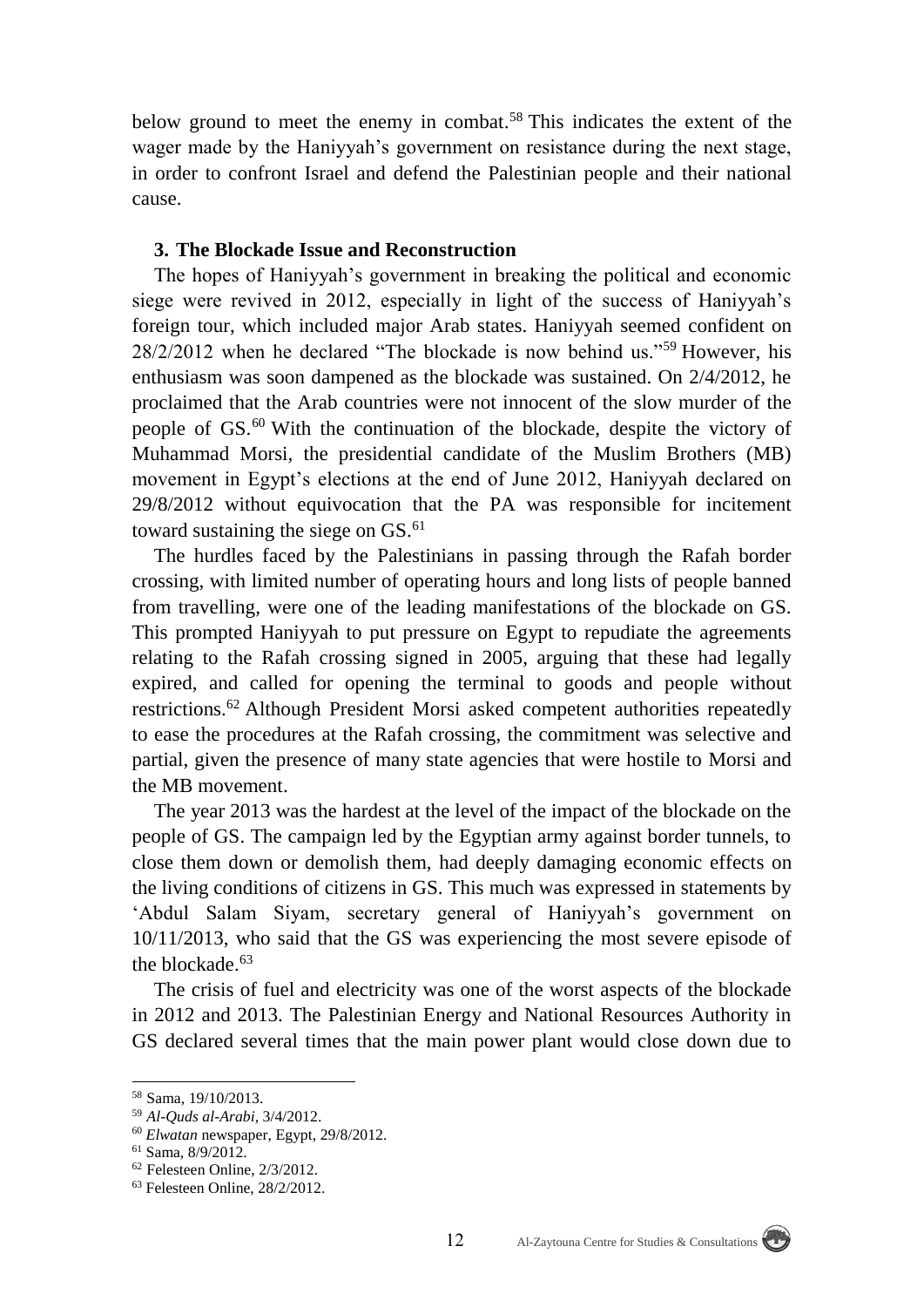below ground to meet the enemy in combat.[58] This indicates the extent of the wager made by the Haniyyah's government on resistance during the next stage, in order to confront Israel and defend the Palestinian people and their national cause.

### 3. The Blockade Issue and Reconstruction

The hopes of Haniyyah's government in breaking the political and economic siege were revived in 2012, especially in light of the success of Haniyyah's foreign tour, which included major Arab states. Haniyyah seemed confident on 28/2/2012 when he declared "The blockade is now behind us."[59] However, his enthusiasm was soon dampened as the blockade was sustained. On 2/4/2012, he proclaimed that the Arab countries were not innocent of the slow murder of the people of GS.[60] With the continuation of the blockade, despite the victory of Muhammad Morsi, the presidential candidate of the Muslim Brothers (MB) movement in Egypt's elections at the end of June 2012, Haniyyah declared on 29/8/2012 without equivocation that the PA was responsible for incitement toward sustaining the siege on GS.[61]

The hurdles faced by the Palestinians in passing through the Rafah border crossing, with limited number of operating hours and long lists of people banned from travelling, were one of the leading manifestations of the blockade on GS. This prompted Haniyyah to put pressure on Egypt to repudiate the agreements relating to the Rafah crossing signed in 2005, arguing that these had legally expired, and called for opening the terminal to goods and people without restrictions.[62] Although President Morsi asked competent authorities repeatedly to ease the procedures at the Rafah crossing, the commitment was selective and partial, given the presence of many state agencies that were hostile to Morsi and the MB movement.

The year 2013 was the hardest at the level of the impact of the blockade on the people of GS. The campaign led by the Egyptian army against border tunnels, to close them down or demolish them, had deeply damaging economic effects on the living conditions of citizens in GS. This much was expressed in statements by 'Abdul Salam Siyam, secretary general of Haniyyah's government on 10/11/2013, who said that the GS was experiencing the most severe episode of the blockade.[63]

The crisis of fuel and electricity was one of the worst aspects of the blockade in 2012 and 2013. The Palestinian Energy and National Resources Authority in GS declared several times that the main power plant would close down due to

---

[58] Sama, 19/10/2013.
[59] *Al-Quds al-Arabi*, 3/4/2012.
[60] *Elwatan* newspaper, Egypt, 29/8/2012.
[61] Sama, 8/9/2012.
[62] Felesteen Online, 2/3/2012.
[63] Felesteen Online, 28/2/2012.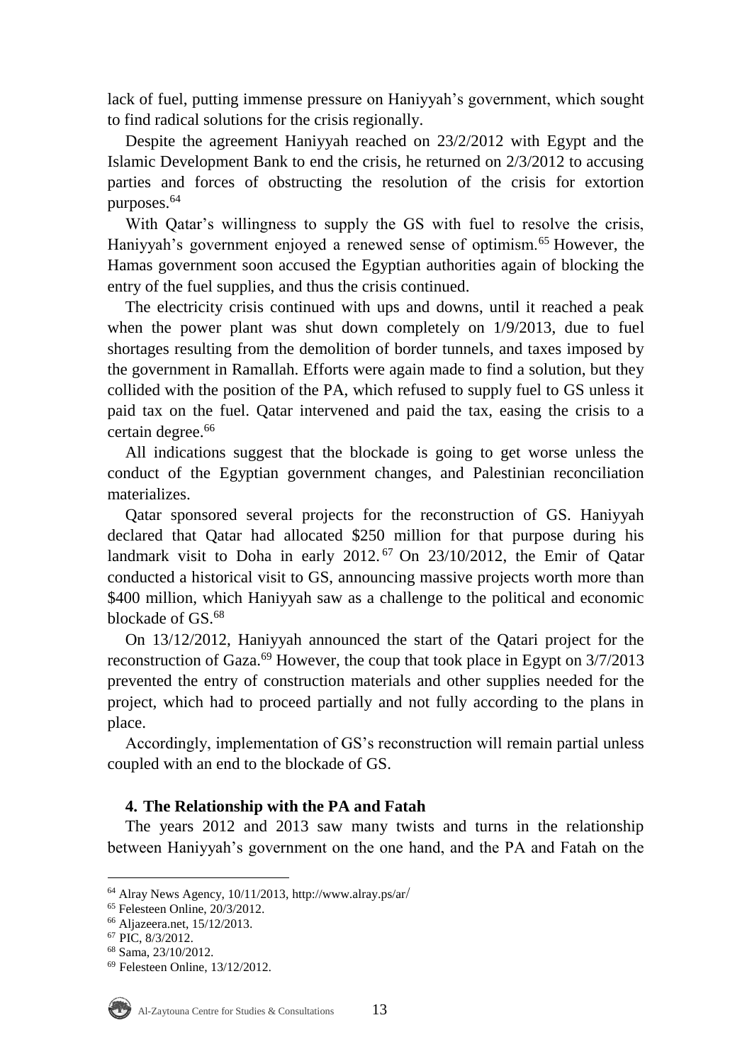lack of fuel, putting immense pressure on Haniyyah's government, which sought to find radical solutions for the crisis regionally.

Despite the agreement Haniyyah reached on 23/2/2012 with Egypt and the Islamic Development Bank to end the crisis, he returned on 2/3/2012 to accusing parties and forces of obstructing the resolution of the crisis for extortion purposes.[64]

With Qatar's willingness to supply the GS with fuel to resolve the crisis, Haniyyah's government enjoyed a renewed sense of optimism.[65] However, the Hamas government soon accused the Egyptian authorities again of blocking the entry of the fuel supplies, and thus the crisis continued.

The electricity crisis continued with ups and downs, until it reached a peak when the power plant was shut down completely on 1/9/2013, due to fuel shortages resulting from the demolition of border tunnels, and taxes imposed by the government in Ramallah. Efforts were again made to find a solution, but they collided with the position of the PA, which refused to supply fuel to GS unless it paid tax on the fuel. Qatar intervened and paid the tax, easing the crisis to a certain degree.[66]

All indications suggest that the blockade is going to get worse unless the conduct of the Egyptian government changes, and Palestinian reconciliation materializes.

Qatar sponsored several projects for the reconstruction of GS. Haniyyah declared that Qatar had allocated $250 million for that purpose during his landmark visit to Doha in early 2012.[67] On 23/10/2012, the Emir of Qatar conducted a historical visit to GS, announcing massive projects worth more than $400 million, which Haniyyah saw as a challenge to the political and economic blockade of GS.[68]

On 13/12/2012, Haniyyah announced the start of the Qatari project for the reconstruction of Gaza.[69] However, the coup that took place in Egypt on 3/7/2013 prevented the entry of construction materials and other supplies needed for the project, which had to proceed partially and not fully according to the plans in place.

Accordingly, implementation of GS's reconstruction will remain partial unless coupled with an end to the blockade of GS.

#### 4. The Relationship with the PA and Fatah

The years 2012 and 2013 saw many twists and turns in the relationship between Haniyyah's government on the one hand, and the PA and Fatah on the

---

[64] Alray News Agency, 10/11/2013, http://www.alray.ps/ar/

[65] Felesteen Online, 20/3/2012.

[66] Aljazeera.net, 15/12/2013.

[67] PIC, 8/3/2012.

[68] Sama, 23/10/2012.

[69] Felesteen Online, 13/12/2012.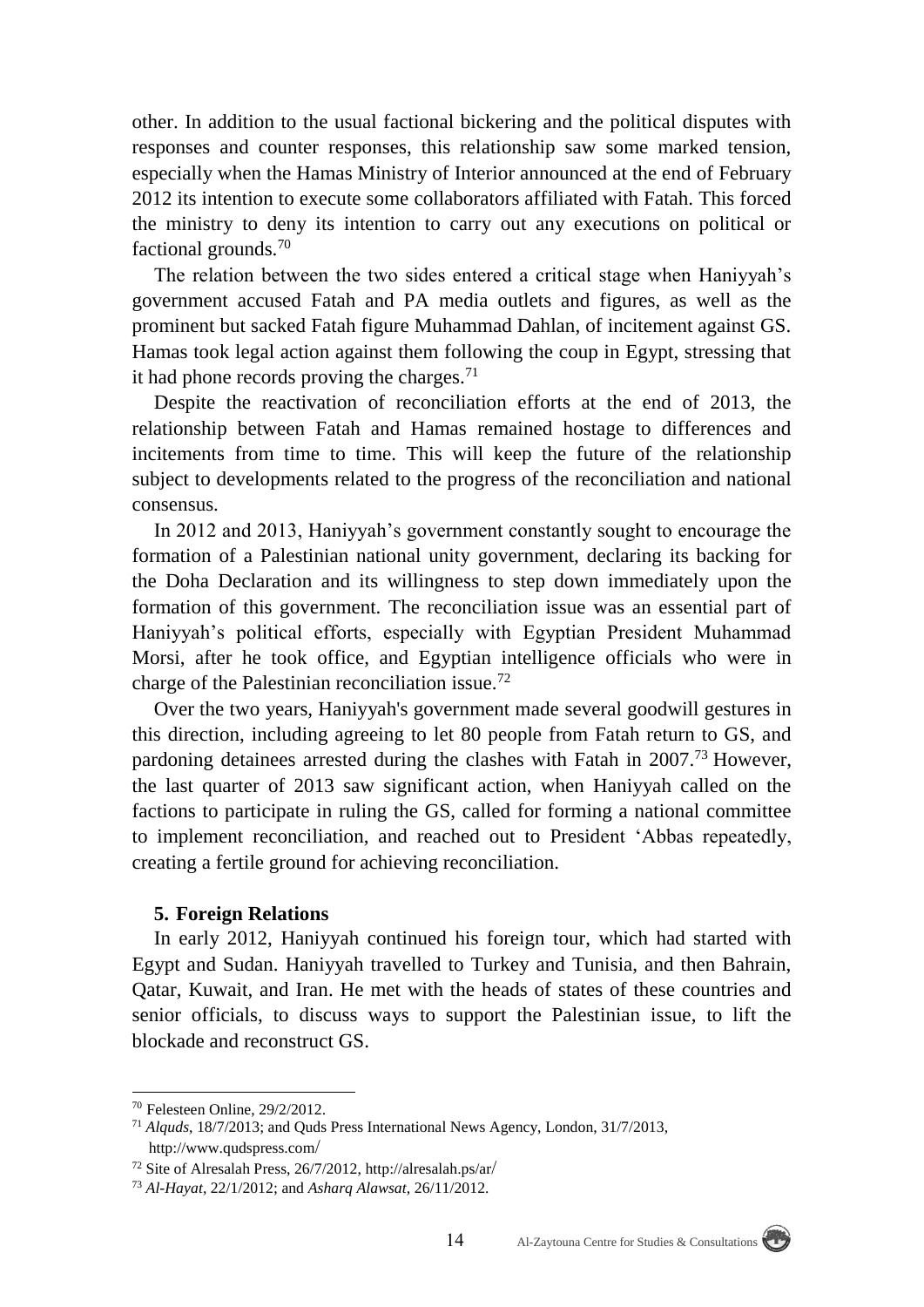other. In addition to the usual factional bickering and the political disputes with responses and counter responses, this relationship saw some marked tension, especially when the Hamas Ministry of Interior announced at the end of February 2012 its intention to execute some collaborators affiliated with Fatah. This forced the ministry to deny its intention to carry out any executions on political or factional grounds.[70]

The relation between the two sides entered a critical stage when Haniyyah's government accused Fatah and PA media outlets and figures, as well as the prominent but sacked Fatah figure Muhammad Dahlan, of incitement against GS. Hamas took legal action against them following the coup in Egypt, stressing that it had phone records proving the charges.[71]

Despite the reactivation of reconciliation efforts at the end of 2013, the relationship between Fatah and Hamas remained hostage to differences and incitements from time to time. This will keep the future of the relationship subject to developments related to the progress of the reconciliation and national consensus.

In 2012 and 2013, Haniyyah's government constantly sought to encourage the formation of a Palestinian national unity government, declaring its backing for the Doha Declaration and its willingness to step down immediately upon the formation of this government. The reconciliation issue was an essential part of Haniyyah's political efforts, especially with Egyptian President Muhammad Morsi, after he took office, and Egyptian intelligence officials who were in charge of the Palestinian reconciliation issue.[72]

Over the two years, Haniyyah's government made several goodwill gestures in this direction, including agreeing to let 80 people from Fatah return to GS, and pardoning detainees arrested during the clashes with Fatah in 2007.[73] However, the last quarter of 2013 saw significant action, when Haniyyah called on the factions to participate in ruling the GS, called for forming a national committee to implement reconciliation, and reached out to President 'Abbas repeatedly, creating a fertile ground for achieving reconciliation.

### 5. Foreign Relations

In early 2012, Haniyyah continued his foreign tour, which had started with Egypt and Sudan. Haniyyah travelled to Turkey and Tunisia, and then Bahrain, Qatar, Kuwait, and Iran. He met with the heads of states of these countries and senior officials, to discuss ways to support the Palestinian issue, to lift the blockade and reconstruct GS.

---

[70] Felesteen Online, 29/2/2012.

[71] *Alquds*, 18/7/2013; and Quds Press International News Agency, London, 31/7/2013, http://www.qudspress.com/

[72] Site of Alresalah Press, 26/7/2012, http://alresalah.ps/ar/

[73] *Al-Hayat*, 22/1/2012; and *Asharq Alawsat*, 26/11/2012.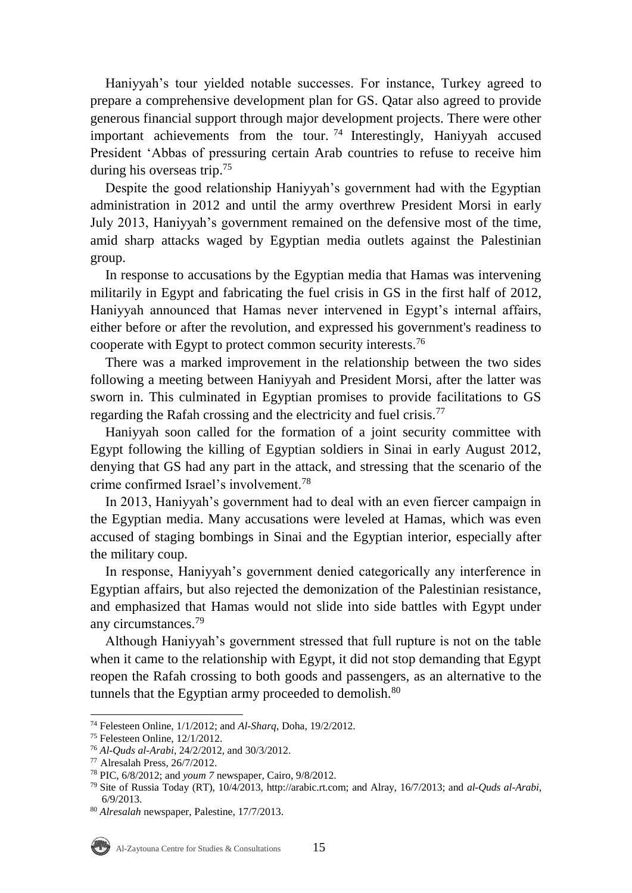Haniyyah's tour yielded notable successes. For instance, Turkey agreed to prepare a comprehensive development plan for GS. Qatar also agreed to provide generous financial support through major development projects. There were other important achievements from the tour.[74] Interestingly, Haniyyah accused President 'Abbas of pressuring certain Arab countries to refuse to receive him during his overseas trip.[75]

Despite the good relationship Haniyyah's government had with the Egyptian administration in 2012 and until the army overthrew President Morsi in early July 2013, Haniyyah's government remained on the defensive most of the time, amid sharp attacks waged by Egyptian media outlets against the Palestinian group.

In response to accusations by the Egyptian media that Hamas was intervening militarily in Egypt and fabricating the fuel crisis in GS in the first half of 2012, Haniyyah announced that Hamas never intervened in Egypt's internal affairs, either before or after the revolution, and expressed his government's readiness to cooperate with Egypt to protect common security interests.[76]

There was a marked improvement in the relationship between the two sides following a meeting between Haniyyah and President Morsi, after the latter was sworn in. This culminated in Egyptian promises to provide facilitations to GS regarding the Rafah crossing and the electricity and fuel crisis.[77]

Haniyyah soon called for the formation of a joint security committee with Egypt following the killing of Egyptian soldiers in Sinai in early August 2012, denying that GS had any part in the attack, and stressing that the scenario of the crime confirmed Israel's involvement.[78]

In 2013, Haniyyah's government had to deal with an even fiercer campaign in the Egyptian media. Many accusations were leveled at Hamas, which was even accused of staging bombings in Sinai and the Egyptian interior, especially after the military coup.

In response, Haniyyah's government denied categorically any interference in Egyptian affairs, but also rejected the demonization of the Palestinian resistance, and emphasized that Hamas would not slide into side battles with Egypt under any circumstances.[79]

Although Haniyyah's government stressed that full rupture is not on the table when it came to the relationship with Egypt, it did not stop demanding that Egypt reopen the Rafah crossing to both goods and passengers, as an alternative to the tunnels that the Egyptian army proceeded to demolish.[80]

---

[74] Felesteen Online, 1/1/2012; and *Al-Sharq*, Doha, 19/2/2012.

[75] Felesteen Online, 12/1/2012.

[76] *Al-Quds al-Arabi*, 24/2/2012, and 30/3/2012.

[77] Alresalah Press, 26/7/2012.

[78] PIC, 6/8/2012; and *youm 7* newspaper, Cairo, 9/8/2012.

[79] Site of Russia Today (RT), 10/4/2013, http://arabic.rt.com; and Alray, 16/7/2013; and *al-Quds al-Arabi*, 6/9/2013.

[80] *Alresalah* newspaper, Palestine, 17/7/2013.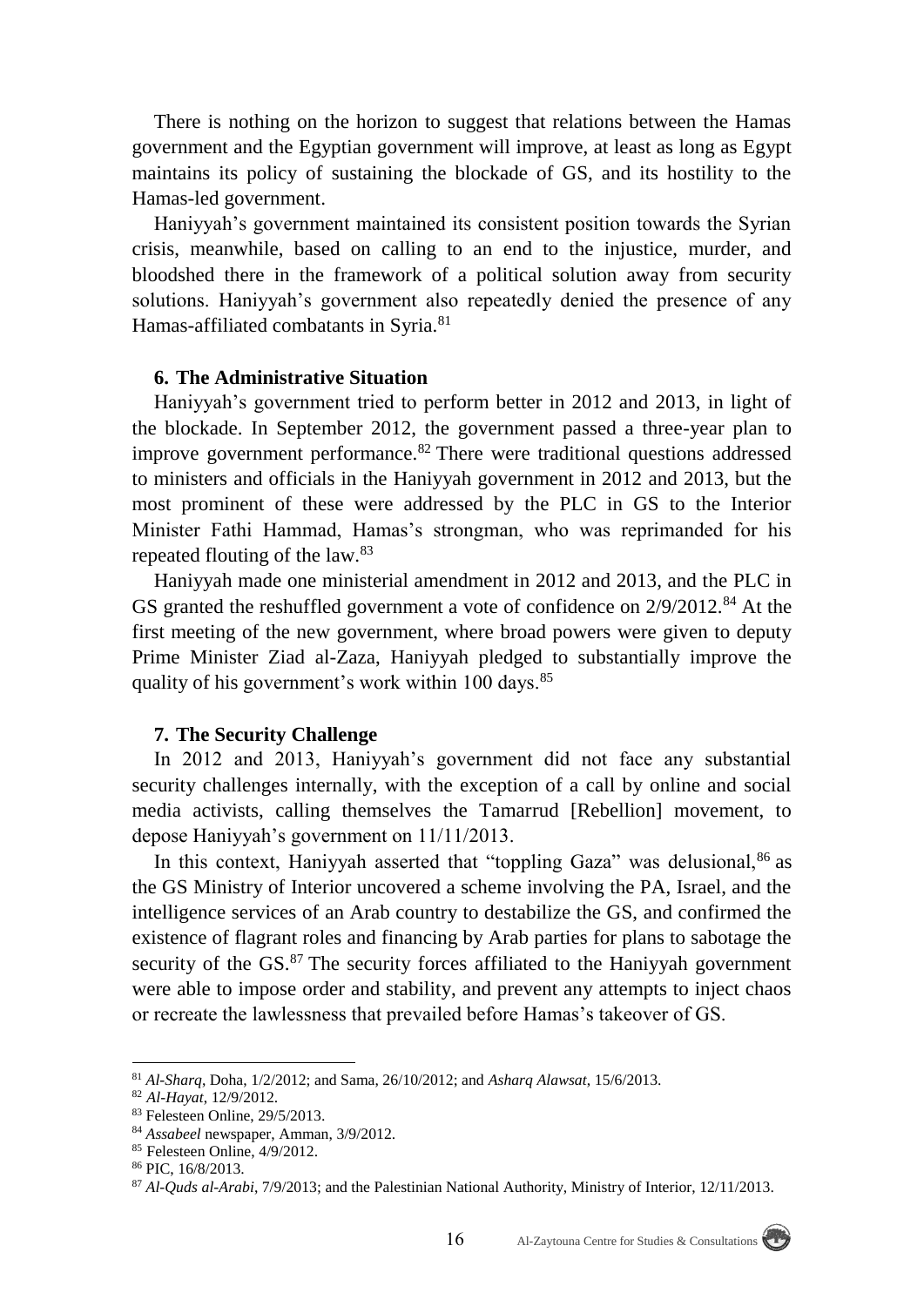There is nothing on the horizon to suggest that relations between the Hamas government and the Egyptian government will improve, at least as long as Egypt maintains its policy of sustaining the blockade of GS, and its hostility to the Hamas-led government.

Haniyyah's government maintained its consistent position towards the Syrian crisis, meanwhile, based on calling to an end to the injustice, murder, and bloodshed there in the framework of a political solution away from security solutions. Haniyyah's government also repeatedly denied the presence of any Hamas-affiliated combatants in Syria.[81]

### 6. The Administrative Situation

Haniyyah's government tried to perform better in 2012 and 2013, in light of the blockade. In September 2012, the government passed a three-year plan to improve government performance.[82] There were traditional questions addressed to ministers and officials in the Haniyyah government in 2012 and 2013, but the most prominent of these were addressed by the PLC in GS to the Interior Minister Fathi Hammad, Hamas's strongman, who was reprimanded for his repeated flouting of the law.[83]

Haniyyah made one ministerial amendment in 2012 and 2013, and the PLC in GS granted the reshuffled government a vote of confidence on 2/9/2012.[84] At the first meeting of the new government, where broad powers were given to deputy Prime Minister Ziad al-Zaza, Haniyyah pledged to substantially improve the quality of his government's work within 100 days.[85]

### 7. The Security Challenge

In 2012 and 2013, Haniyyah's government did not face any substantial security challenges internally, with the exception of a call by online and social media activists, calling themselves the Tamarrud [Rebellion] movement, to depose Haniyyah's government on 11/11/2013.

In this context, Haniyyah asserted that "toppling Gaza" was delusional,[86] as the GS Ministry of Interior uncovered a scheme involving the PA, Israel, and the intelligence services of an Arab country to destabilize the GS, and confirmed the existence of flagrant roles and financing by Arab parties for plans to sabotage the security of the GS.[87] The security forces affiliated to the Haniyyah government were able to impose order and stability, and prevent any attempts to inject chaos or recreate the lawlessness that prevailed before Hamas's takeover of GS.

---

[81] *Al-Sharq*, Doha, 1/2/2012; and Sama, 26/10/2012; and *Asharq Alawsat*, 15/6/2013.

[82] *Al-Hayat*, 12/9/2012.

[83] Felesteen Online, 29/5/2013.

[84] *Assabeel* newspaper, Amman, 3/9/2012.

[85] Felesteen Online, 4/9/2012.

[86] PIC, 16/8/2013.

[87] *Al-Quds al-Arabi*, 7/9/2013; and the Palestinian National Authority, Ministry of Interior, 12/11/2013.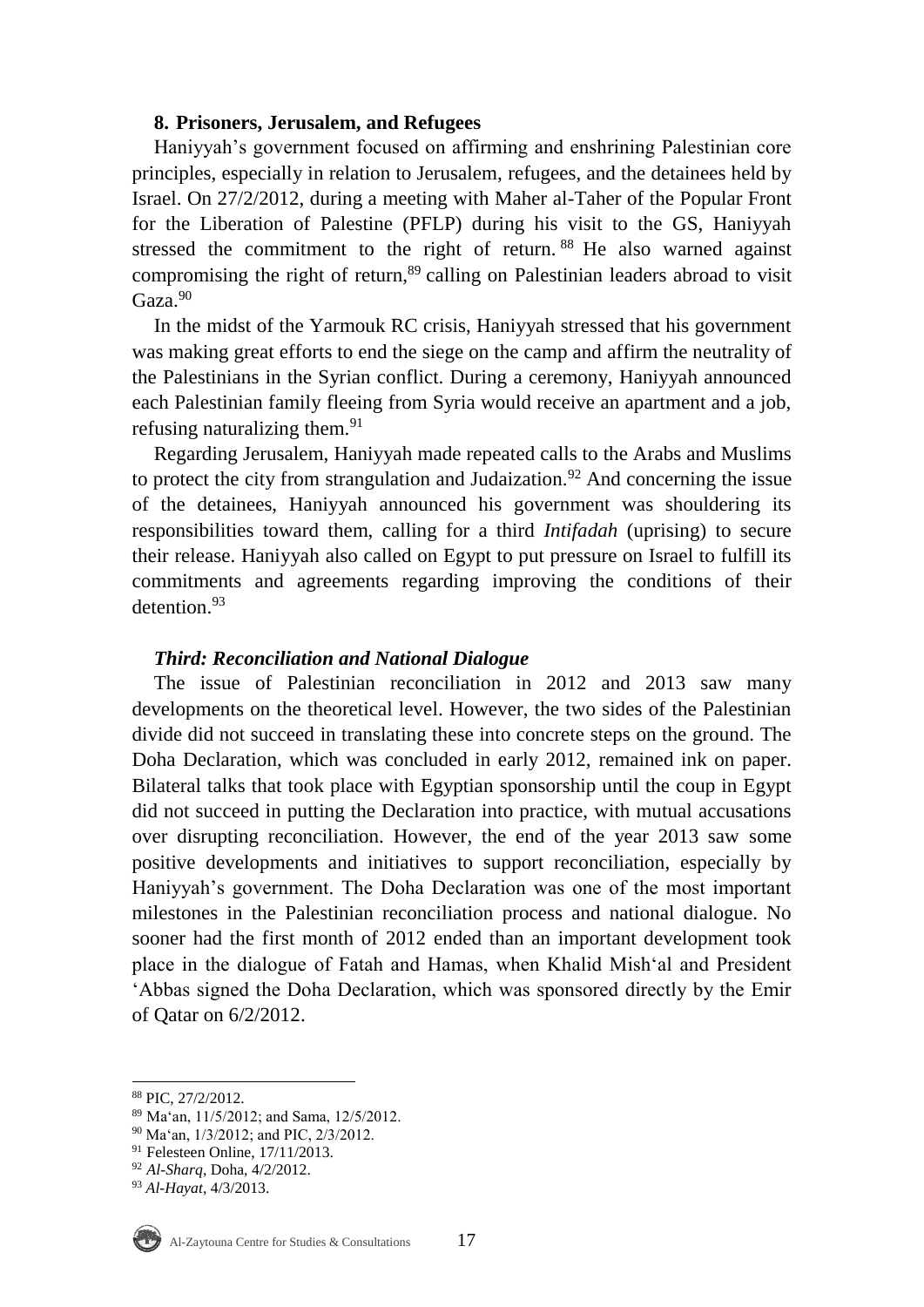### 8. Prisoners, Jerusalem, and Refugees

Haniyyah's government focused on affirming and enshrining Palestinian core principles, especially in relation to Jerusalem, refugees, and the detainees held by Israel. On 27/2/2012, during a meeting with Maher al-Taher of the Popular Front for the Liberation of Palestine (PFLP) during his visit to the GS, Haniyyah stressed the commitment to the right of return.[88] He also warned against compromising the right of return,[89] calling on Palestinian leaders abroad to visit Gaza.[90]

In the midst of the Yarmouk RC crisis, Haniyyah stressed that his government was making great efforts to end the siege on the camp and affirm the neutrality of the Palestinians in the Syrian conflict. During a ceremony, Haniyyah announced each Palestinian family fleeing from Syria would receive an apartment and a job, refusing naturalizing them.[91]

Regarding Jerusalem, Haniyyah made repeated calls to the Arabs and Muslims to protect the city from strangulation and Judaization.[92] And concerning the issue of the detainees, Haniyyah announced his government was shouldering its responsibilities toward them, calling for a third *Intifadah* (uprising) to secure their release. Haniyyah also called on Egypt to put pressure on Israel to fulfill its commitments and agreements regarding improving the conditions of their detention.[93]

## *Third: Reconciliation and National Dialogue*

The issue of Palestinian reconciliation in 2012 and 2013 saw many developments on the theoretical level. However, the two sides of the Palestinian divide did not succeed in translating these into concrete steps on the ground. The Doha Declaration, which was concluded in early 2012, remained ink on paper. Bilateral talks that took place with Egyptian sponsorship until the coup in Egypt did not succeed in putting the Declaration into practice, with mutual accusations over disrupting reconciliation. However, the end of the year 2013 saw some positive developments and initiatives to support reconciliation, especially by Haniyyah's government. The Doha Declaration was one of the most important milestones in the Palestinian reconciliation process and national dialogue. No sooner had the first month of 2012 ended than an important development took place in the dialogue of Fatah and Hamas, when Khalid Mish'al and President 'Abbas signed the Doha Declaration, which was sponsored directly by the Emir of Qatar on 6/2/2012.

---

[88] PIC, 27/2/2012.

[89] Ma'an, 11/5/2012; and Sama, 12/5/2012.

[90] Ma'an, 1/3/2012; and PIC, 2/3/2012.

[91] Felesteen Online, 17/11/2013.

[92] *Al-Sharq*, Doha, 4/2/2012.

[93] *Al-Hayat*, 4/3/2013.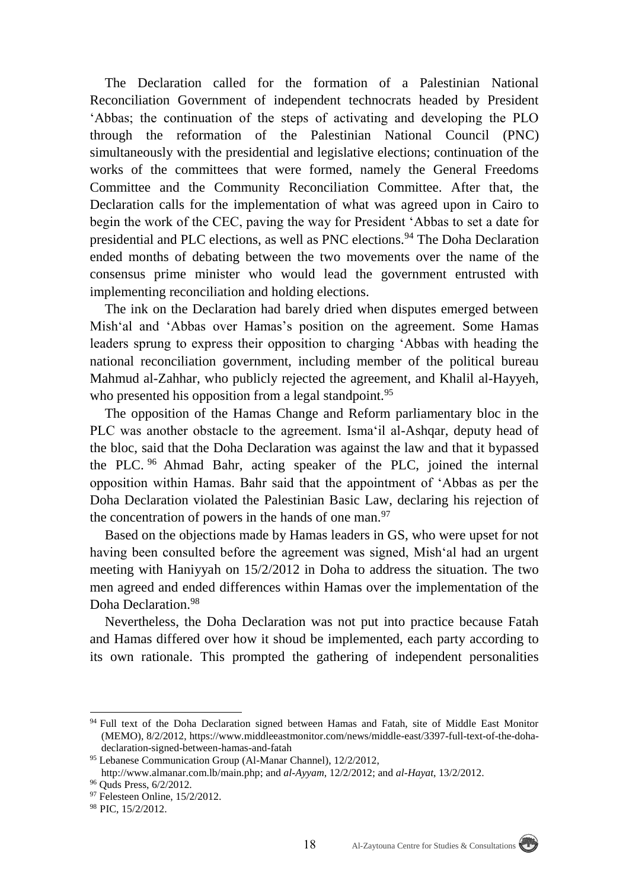The Declaration called for the formation of a Palestinian National Reconciliation Government of independent technocrats headed by President ‘Abbas; the continuation of the steps of activating and developing the PLO through the reformation of the Palestinian National Council (PNC) simultaneously with the presidential and legislative elections; continuation of the works of the committees that were formed, namely the General Freedoms Committee and the Community Reconciliation Committee. After that, the Declaration calls for the implementation of what was agreed upon in Cairo to begin the work of the CEC, paving the way for President ‘Abbas to set a date for presidential and PLC elections, as well as PNC elections.[94] The Doha Declaration ended months of debating between the two movements over the name of the consensus prime minister who would lead the government entrusted with implementing reconciliation and holding elections.

The ink on the Declaration had barely dried when disputes emerged between Mish‘al and ‘Abbas over Hamas’s position on the agreement. Some Hamas leaders sprung to express their opposition to charging ‘Abbas with heading the national reconciliation government, including member of the political bureau Mahmud al-Zahhar, who publicly rejected the agreement, and Khalil al-Hayyeh, who presented his opposition from a legal standpoint.[95]

The opposition of the Hamas Change and Reform parliamentary bloc in the PLC was another obstacle to the agreement. Isma‘il al-Ashqar, deputy head of the bloc, said that the Doha Declaration was against the law and that it bypassed the PLC.[96] Ahmad Bahr, acting speaker of the PLC, joined the internal opposition within Hamas. Bahr said that the appointment of ‘Abbas as per the Doha Declaration violated the Palestinian Basic Law, declaring his rejection of the concentration of powers in the hands of one man.[97]

Based on the objections made by Hamas leaders in GS, who were upset for not having been consulted before the agreement was signed, Mish‘al had an urgent meeting with Haniyyah on 15/2/2012 in Doha to address the situation. The two men agreed and ended differences within Hamas over the implementation of the Doha Declaration.[98]

Nevertheless, the Doha Declaration was not put into practice because Fatah and Hamas differed over how it shoud be implemented, each party according to its own rationale. This prompted the gathering of independent personalities

---

[94] Full text of the Doha Declaration signed between Hamas and Fatah, site of Middle East Monitor (MEMO), 8/2/2012, https://www.middleeastmonitor.com/news/middle-east/3397-full-text-of-the-doha-declaration-signed-between-hamas-and-fatah

[95] Lebanese Communication Group (Al-Manar Channel), 12/2/2012, http://www.almanar.com.lb/main.php; and *al-Ayyam*, 12/2/2012; and *al-Hayat*, 13/2/2012.

[96] Quds Press, 6/2/2012.

[97] Felesteen Online, 15/2/2012.

[98] PIC, 15/2/2012.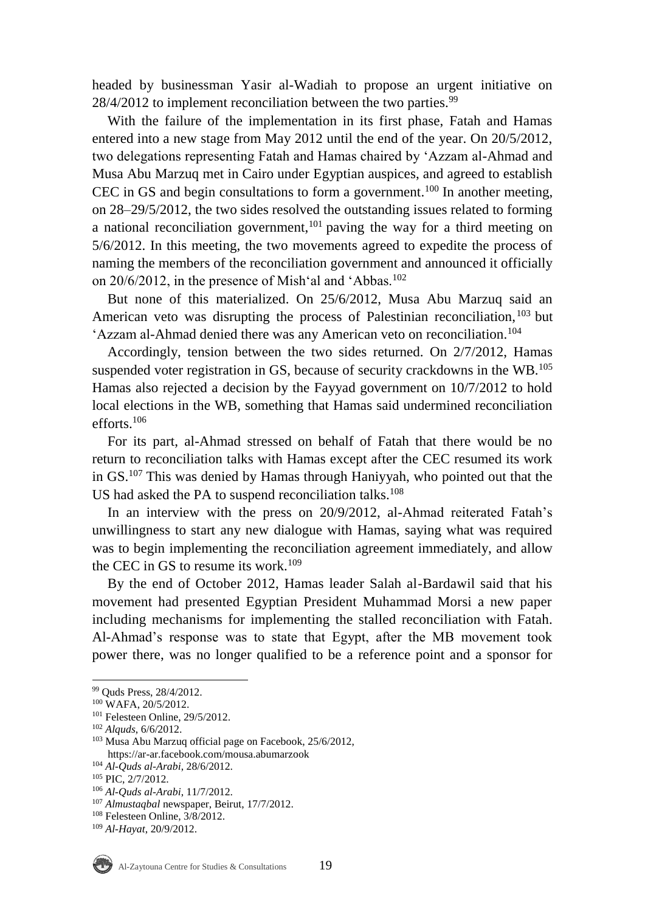headed by businessman Yasir al-Wadiah to propose an urgent initiative on 28/4/2012 to implement reconciliation between the two parties.[99]

With the failure of the implementation in its first phase, Fatah and Hamas entered into a new stage from May 2012 until the end of the year. On 20/5/2012, two delegations representing Fatah and Hamas chaired by ʻAzzam al-Ahmad and Musa Abu Marzuq met in Cairo under Egyptian auspices, and agreed to establish CEC in GS and begin consultations to form a government.[100] In another meeting, on 28–29/5/2012, the two sides resolved the outstanding issues related to forming a national reconciliation government,[101] paving the way for a third meeting on 5/6/2012. In this meeting, the two movements agreed to expedite the process of naming the members of the reconciliation government and announced it officially on 20/6/2012, in the presence of Mishʻal and ʻAbbas.[102]

But none of this materialized. On 25/6/2012, Musa Abu Marzuq said an American veto was disrupting the process of Palestinian reconciliation,[103] but ʻAzzam al-Ahmad denied there was any American veto on reconciliation.[104]

Accordingly, tension between the two sides returned. On 2/7/2012, Hamas suspended voter registration in GS, because of security crackdowns in the WB.[105] Hamas also rejected a decision by the Fayyad government on 10/7/2012 to hold local elections in the WB, something that Hamas said undermined reconciliation efforts.[106]

For its part, al-Ahmad stressed on behalf of Fatah that there would be no return to reconciliation talks with Hamas except after the CEC resumed its work in GS.[107] This was denied by Hamas through Haniyyah, who pointed out that the US had asked the PA to suspend reconciliation talks.[108]

In an interview with the press on 20/9/2012, al-Ahmad reiterated Fatah's unwillingness to start any new dialogue with Hamas, saying what was required was to begin implementing the reconciliation agreement immediately, and allow the CEC in GS to resume its work.[109]

By the end of October 2012, Hamas leader Salah al-Bardawil said that his movement had presented Egyptian President Muhammad Morsi a new paper including mechanisms for implementing the stalled reconciliation with Fatah. Al-Ahmad's response was to state that Egypt, after the MB movement took power there, was no longer qualified to be a reference point and a sponsor for

---

[99] Quds Press, 28/4/2012.
[100] WAFA, 20/5/2012.
[101] Felesteen Online, 29/5/2012.
[102] *Alquds*, 6/6/2012.
[103] Musa Abu Marzuq official page on Facebook, 25/6/2012, https://ar-ar.facebook.com/mousa.abumarzook
[104] *Al-Quds al-Arabi*, 28/6/2012.
[105] PIC, 2/7/2012.
[106] *Al-Quds al-Arabi*, 11/7/2012.
[107] *Almustaqbal* newspaper, Beirut, 17/7/2012.
[108] Felesteen Online, 3/8/2012.
[109] *Al-Hayat*, 20/9/2012.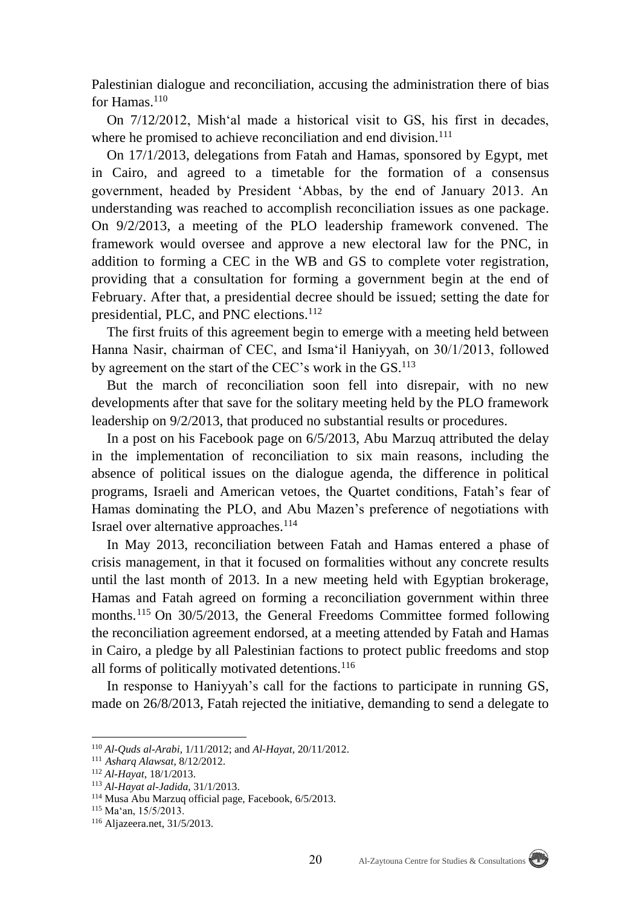Palestinian dialogue and reconciliation, accusing the administration there of bias for Hamas.[110]

On 7/12/2012, Mish'al made a historical visit to GS, his first in decades, where he promised to achieve reconciliation and end division.[111]

On 17/1/2013, delegations from Fatah and Hamas, sponsored by Egypt, met in Cairo, and agreed to a timetable for the formation of a consensus government, headed by President 'Abbas, by the end of January 2013. An understanding was reached to accomplish reconciliation issues as one package. On 9/2/2013, a meeting of the PLO leadership framework convened. The framework would oversee and approve a new electoral law for the PNC, in addition to forming a CEC in the WB and GS to complete voter registration, providing that a consultation for forming a government begin at the end of February. After that, a presidential decree should be issued; setting the date for presidential, PLC, and PNC elections.[112]

The first fruits of this agreement begin to emerge with a meeting held between Hanna Nasir, chairman of CEC, and Isma'il Haniyyah, on 30/1/2013, followed by agreement on the start of the CEC's work in the GS.[113]

But the march of reconciliation soon fell into disrepair, with no new developments after that save for the solitary meeting held by the PLO framework leadership on 9/2/2013, that produced no substantial results or procedures.

In a post on his Facebook page on 6/5/2013, Abu Marzuq attributed the delay in the implementation of reconciliation to six main reasons, including the absence of political issues on the dialogue agenda, the difference in political programs, Israeli and American vetoes, the Quartet conditions, Fatah's fear of Hamas dominating the PLO, and Abu Mazen's preference of negotiations with Israel over alternative approaches.[114]

In May 2013, reconciliation between Fatah and Hamas entered a phase of crisis management, in that it focused on formalities without any concrete results until the last month of 2013. In a new meeting held with Egyptian brokerage, Hamas and Fatah agreed on forming a reconciliation government within three months.[115] On 30/5/2013, the General Freedoms Committee formed following the reconciliation agreement endorsed, at a meeting attended by Fatah and Hamas in Cairo, a pledge by all Palestinian factions to protect public freedoms and stop all forms of politically motivated detentions.[116]

In response to Haniyyah's call for the factions to participate in running GS, made on 26/8/2013, Fatah rejected the initiative, demanding to send a delegate to

---

[110] *Al-Quds al-Arabi*, 1/11/2012; and *Al-Hayat*, 20/11/2012.

[111] *Asharq Alawsat*, 8/12/2012.

[112] *Al-Hayat*, 18/1/2013.

[113] *Al-Hayat al-Jadida*, 31/1/2013.

[114] Musa Abu Marzuq official page, Facebook, 6/5/2013.

[115] Ma'an, 15/5/2013.

[116] Aljazeera.net, 31/5/2013.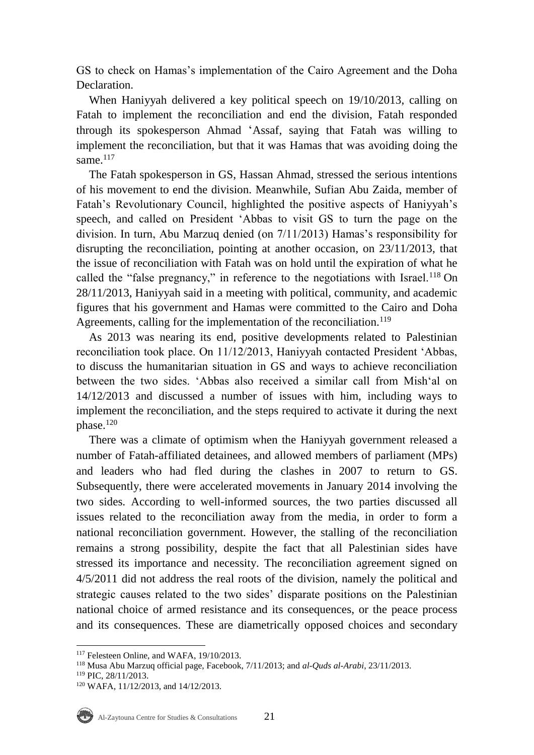GS to check on Hamas's implementation of the Cairo Agreement and the Doha Declaration.

When Haniyyah delivered a key political speech on 19/10/2013, calling on Fatah to implement the reconciliation and end the division, Fatah responded through its spokesperson Ahmad 'Assaf, saying that Fatah was willing to implement the reconciliation, but that it was Hamas that was avoiding doing the same.[117]

The Fatah spokesperson in GS, Hassan Ahmad, stressed the serious intentions of his movement to end the division. Meanwhile, Sufian Abu Zaida, member of Fatah's Revolutionary Council, highlighted the positive aspects of Haniyyah's speech, and called on President 'Abbas to visit GS to turn the page on the division. In turn, Abu Marzuq denied (on 7/11/2013) Hamas's responsibility for disrupting the reconciliation, pointing at another occasion, on 23/11/2013, that the issue of reconciliation with Fatah was on hold until the expiration of what he called the "false pregnancy," in reference to the negotiations with Israel.[118] On 28/11/2013, Haniyyah said in a meeting with political, community, and academic figures that his government and Hamas were committed to the Cairo and Doha Agreements, calling for the implementation of the reconciliation.[119]

As 2013 was nearing its end, positive developments related to Palestinian reconciliation took place. On 11/12/2013, Haniyyah contacted President 'Abbas, to discuss the humanitarian situation in GS and ways to achieve reconciliation between the two sides. 'Abbas also received a similar call from Mish'al on 14/12/2013 and discussed a number of issues with him, including ways to implement the reconciliation, and the steps required to activate it during the next phase.[120]

There was a climate of optimism when the Haniyyah government released a number of Fatah-affiliated detainees, and allowed members of parliament (MPs) and leaders who had fled during the clashes in 2007 to return to GS. Subsequently, there were accelerated movements in January 2014 involving the two sides. According to well-informed sources, the two parties discussed all issues related to the reconciliation away from the media, in order to form a national reconciliation government. However, the stalling of the reconciliation remains a strong possibility, despite the fact that all Palestinian sides have stressed its importance and necessity. The reconciliation agreement signed on 4/5/2011 did not address the real roots of the division, namely the political and strategic causes related to the two sides' disparate positions on the Palestinian national choice of armed resistance and its consequences, or the peace process and its consequences. These are diametrically opposed choices and secondary

---

[117] Felesteen Online, and WAFA, 19/10/2013.

[118] Musa Abu Marzuq official page, Facebook, 7/11/2013; and *al-Quds al-Arabi*, 23/11/2013.

[119] PIC, 28/11/2013.

[120] WAFA, 11/12/2013, and 14/12/2013.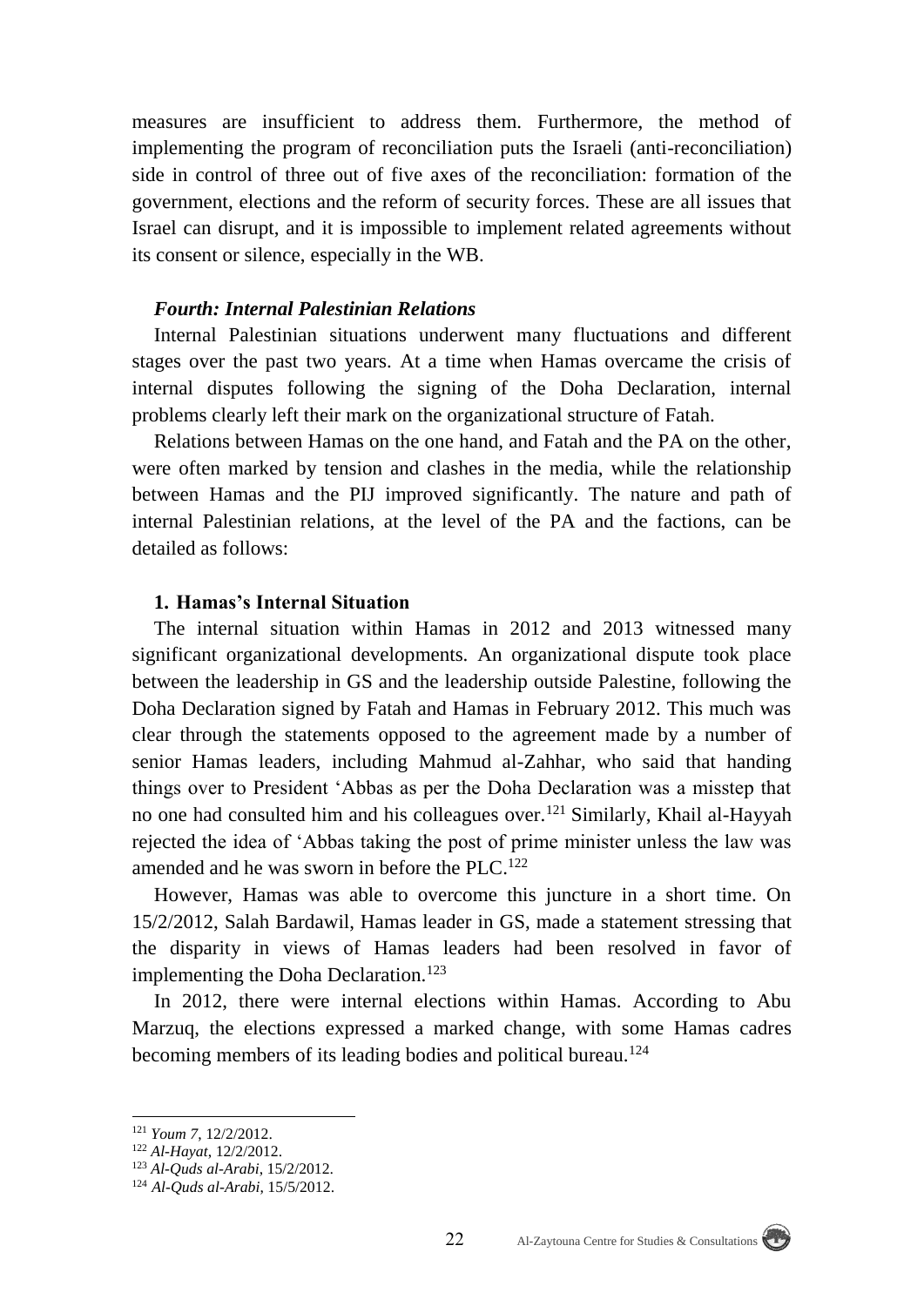measures are insufficient to address them. Furthermore, the method of implementing the program of reconciliation puts the Israeli (anti-reconciliation) side in control of three out of five axes of the reconciliation: formation of the government, elections and the reform of security forces. These are all issues that Israel can disrupt, and it is impossible to implement related agreements without its consent or silence, especially in the WB.

### *Fourth: Internal Palestinian Relations*

Internal Palestinian situations underwent many fluctuations and different stages over the past two years. At a time when Hamas overcame the crisis of internal disputes following the signing of the Doha Declaration, internal problems clearly left their mark on the organizational structure of Fatah.

Relations between Hamas on the one hand, and Fatah and the PA on the other, were often marked by tension and clashes in the media, while the relationship between Hamas and the PIJ improved significantly. The nature and path of internal Palestinian relations, at the level of the PA and the factions, can be detailed as follows:

#### 1. Hamas's Internal Situation

The internal situation within Hamas in 2012 and 2013 witnessed many significant organizational developments. An organizational dispute took place between the leadership in GS and the leadership outside Palestine, following the Doha Declaration signed by Fatah and Hamas in February 2012. This much was clear through the statements opposed to the agreement made by a number of senior Hamas leaders, including Mahmud al-Zahhar, who said that handing things over to President 'Abbas as per the Doha Declaration was a misstep that no one had consulted him and his colleagues over.[121] Similarly, Khail al-Hayyah rejected the idea of 'Abbas taking the post of prime minister unless the law was amended and he was sworn in before the PLC.[122]

However, Hamas was able to overcome this juncture in a short time. On 15/2/2012, Salah Bardawil, Hamas leader in GS, made a statement stressing that the disparity in views of Hamas leaders had been resolved in favor of implementing the Doha Declaration.[123]

In 2012, there were internal elections within Hamas. According to Abu Marzuq, the elections expressed a marked change, with some Hamas cadres becoming members of its leading bodies and political bureau.[124]

---

[121] *Youm 7*, 12/2/2012.
[122] *Al-Hayat*, 12/2/2012.
[123] *Al-Quds al-Arabi*, 15/2/2012.
[124] *Al-Quds al-Arabi*, 15/5/2012.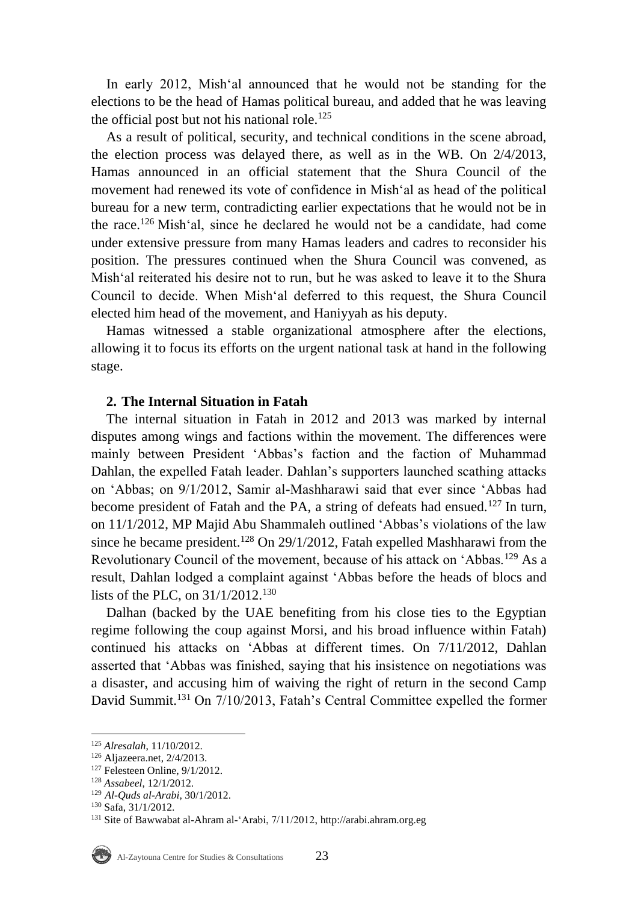In early 2012, Mish'al announced that he would not be standing for the elections to be the head of Hamas political bureau, and added that he was leaving the official post but not his national role.[125]

As a result of political, security, and technical conditions in the scene abroad, the election process was delayed there, as well as in the WB. On 2/4/2013, Hamas announced in an official statement that the Shura Council of the movement had renewed its vote of confidence in Mish'al as head of the political bureau for a new term, contradicting earlier expectations that he would not be in the race.[126] Mish'al, since he declared he would not be a candidate, had come under extensive pressure from many Hamas leaders and cadres to reconsider his position. The pressures continued when the Shura Council was convened, as Mish'al reiterated his desire not to run, but he was asked to leave it to the Shura Council to decide. When Mish'al deferred to this request, the Shura Council elected him head of the movement, and Haniyyah as his deputy.

Hamas witnessed a stable organizational atmosphere after the elections, allowing it to focus its efforts on the urgent national task at hand in the following stage.

### 2. The Internal Situation in Fatah

The internal situation in Fatah in 2012 and 2013 was marked by internal disputes among wings and factions within the movement. The differences were mainly between President 'Abbas's faction and the faction of Muhammad Dahlan, the expelled Fatah leader. Dahlan's supporters launched scathing attacks on 'Abbas; on 9/1/2012, Samir al-Mashharawi said that ever since 'Abbas had become president of Fatah and the PA, a string of defeats had ensued.[127] In turn, on 11/1/2012, MP Majid Abu Shammaleh outlined 'Abbas's violations of the law since he became president.[128] On 29/1/2012, Fatah expelled Mashharawi from the Revolutionary Council of the movement, because of his attack on 'Abbas.[129] As a result, Dahlan lodged a complaint against 'Abbas before the heads of blocs and lists of the PLC, on 31/1/2012.[130]

Dalhan (backed by the UAE benefiting from his close ties to the Egyptian regime following the coup against Morsi, and his broad influence within Fatah) continued his attacks on 'Abbas at different times. On 7/11/2012, Dahlan asserted that 'Abbas was finished, saying that his insistence on negotiations was a disaster, and accusing him of waiving the right of return in the second Camp David Summit.[131] On 7/10/2013, Fatah's Central Committee expelled the former

---

[125] *Alresalah*, 11/10/2012.

[126] Aljazeera.net, 2/4/2013.

[127] Felesteen Online, 9/1/2012.

[128] *Assabeel*, 12/1/2012.

[129] *Al-Quds al-Arabi*, 30/1/2012.

[130] Safa, 31/1/2012.

[131] Site of Bawwabat al-Ahram al-'Arabi, 7/11/2012, http://arabi.ahram.org.eg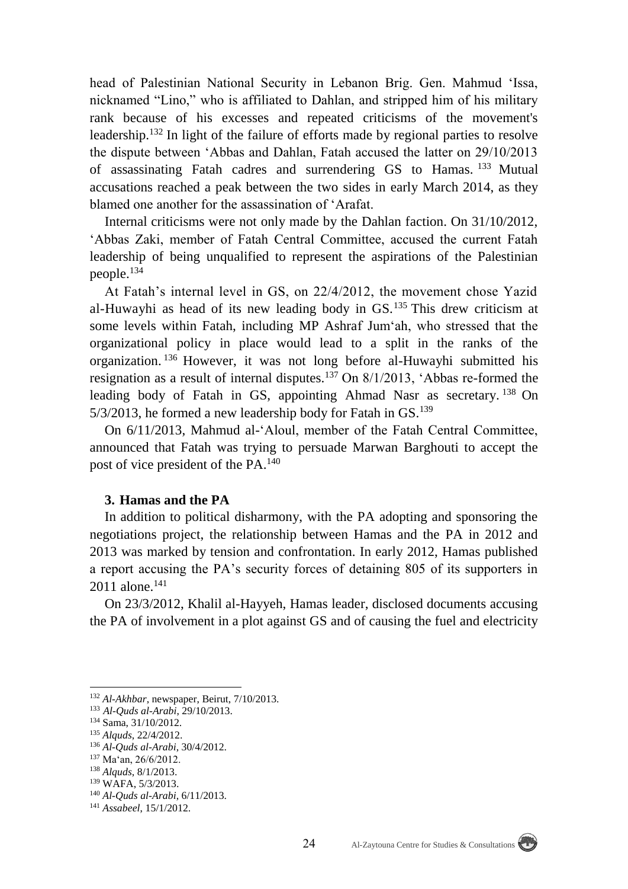head of Palestinian National Security in Lebanon Brig. Gen. Mahmud ʻIssa, nicknamed "Lino," who is affiliated to Dahlan, and stripped him of his military rank because of his excesses and repeated criticisms of the movement's leadership.[132] In light of the failure of efforts made by regional parties to resolve the dispute between ʻAbbas and Dahlan, Fatah accused the latter on 29/10/2013 of assassinating Fatah cadres and surrendering GS to Hamas.[133] Mutual accusations reached a peak between the two sides in early March 2014, as they blamed one another for the assassination of ʻArafat.

Internal criticisms were not only made by the Dahlan faction. On 31/10/2012, ʻAbbas Zaki, member of Fatah Central Committee, accused the current Fatah leadership of being unqualified to represent the aspirations of the Palestinian people.[134]

At Fatah's internal level in GS, on 22/4/2012, the movement chose Yazid al-Huwayhi as head of its new leading body in GS.[135] This drew criticism at some levels within Fatah, including MP Ashraf Jumʻah, who stressed that the organizational policy in place would lead to a split in the ranks of the organization.[136] However, it was not long before al-Huwayhi submitted his resignation as a result of internal disputes.[137] On 8/1/2013, ʻAbbas re-formed the leading body of Fatah in GS, appointing Ahmad Nasr as secretary.[138] On 5/3/2013, he formed a new leadership body for Fatah in GS.[139]

On 6/11/2013, Mahmud al-ʻAloul, member of the Fatah Central Committee, announced that Fatah was trying to persuade Marwan Barghouti to accept the post of vice president of the PA.[140]

### 3. Hamas and the PA

In addition to political disharmony, with the PA adopting and sponsoring the negotiations project, the relationship between Hamas and the PA in 2012 and 2013 was marked by tension and confrontation. In early 2012, Hamas published a report accusing the PA's security forces of detaining 805 of its supporters in 2011 alone.[141]

On 23/3/2012, Khalil al-Hayyeh, Hamas leader, disclosed documents accusing the PA of involvement in a plot against GS and of causing the fuel and electricity

---

[132] *Al-Akhbar*, newspaper, Beirut, 7/10/2013.
[133] *Al-Quds al-Arabi*, 29/10/2013.
[134] Sama, 31/10/2012.
[135] *Alquds*, 22/4/2012.
[136] *Al-Quds al-Arabi*, 30/4/2012.
[137] Maʻan, 26/6/2012.
[138] *Alquds*, 8/1/2013.
[139] WAFA, 5/3/2013.
[140] *Al-Quds al-Arabi*, 6/11/2013.
[141] *Assabeel*, 15/1/2012.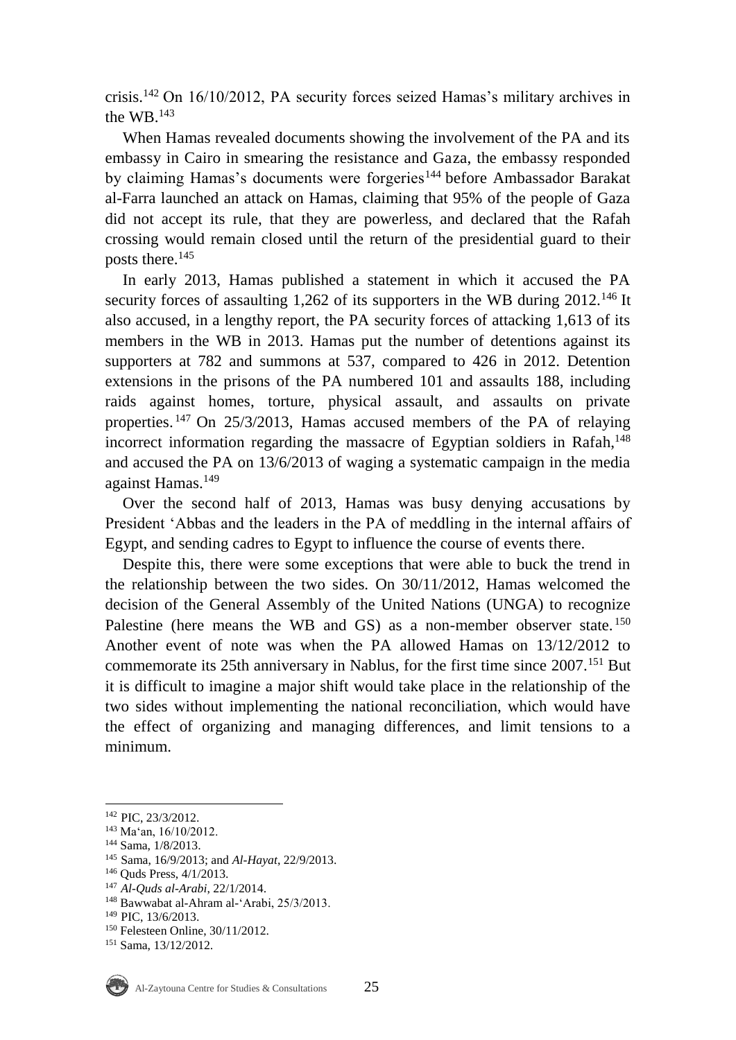crisis.[142] On 16/10/2012, PA security forces seized Hamas's military archives in the WB.[143]

When Hamas revealed documents showing the involvement of the PA and its embassy in Cairo in smearing the resistance and Gaza, the embassy responded by claiming Hamas's documents were forgeries[144] before Ambassador Barakat al-Farra launched an attack on Hamas, claiming that 95% of the people of Gaza did not accept its rule, that they are powerless, and declared that the Rafah crossing would remain closed until the return of the presidential guard to their posts there.[145]

In early 2013, Hamas published a statement in which it accused the PA security forces of assaulting 1,262 of its supporters in the WB during 2012.[146] It also accused, in a lengthy report, the PA security forces of attacking 1,613 of its members in the WB in 2013. Hamas put the number of detentions against its supporters at 782 and summons at 537, compared to 426 in 2012. Detention extensions in the prisons of the PA numbered 101 and assaults 188, including raids against homes, torture, physical assault, and assaults on private properties.[147] On 25/3/2013, Hamas accused members of the PA of relaying incorrect information regarding the massacre of Egyptian soldiers in Rafah,[148] and accused the PA on 13/6/2013 of waging a systematic campaign in the media against Hamas.[149]

Over the second half of 2013, Hamas was busy denying accusations by President 'Abbas and the leaders in the PA of meddling in the internal affairs of Egypt, and sending cadres to Egypt to influence the course of events there.

Despite this, there were some exceptions that were able to buck the trend in the relationship between the two sides. On 30/11/2012, Hamas welcomed the decision of the General Assembly of the United Nations (UNGA) to recognize Palestine (here means the WB and GS) as a non-member observer state.[150] Another event of note was when the PA allowed Hamas on 13/12/2012 to commemorate its 25th anniversary in Nablus, for the first time since 2007.[151] But it is difficult to imagine a major shift would take place in the relationship of the two sides without implementing the national reconciliation, which would have the effect of organizing and managing differences, and limit tensions to a minimum.

---

[142] PIC, 23/3/2012.
[143] Ma'an, 16/10/2012.
[144] Sama, 1/8/2013.
[145] Sama, 16/9/2013; and *Al-Hayat*, 22/9/2013.
[146] Quds Press, 4/1/2013.
[147] *Al-Quds al-Arabi*, 22/1/2014.
[148] Bawwabat al-Ahram al-'Arabi, 25/3/2013.
[149] PIC, 13/6/2013.
[150] Felesteen Online, 30/11/2012.
[151] Sama, 13/12/2012.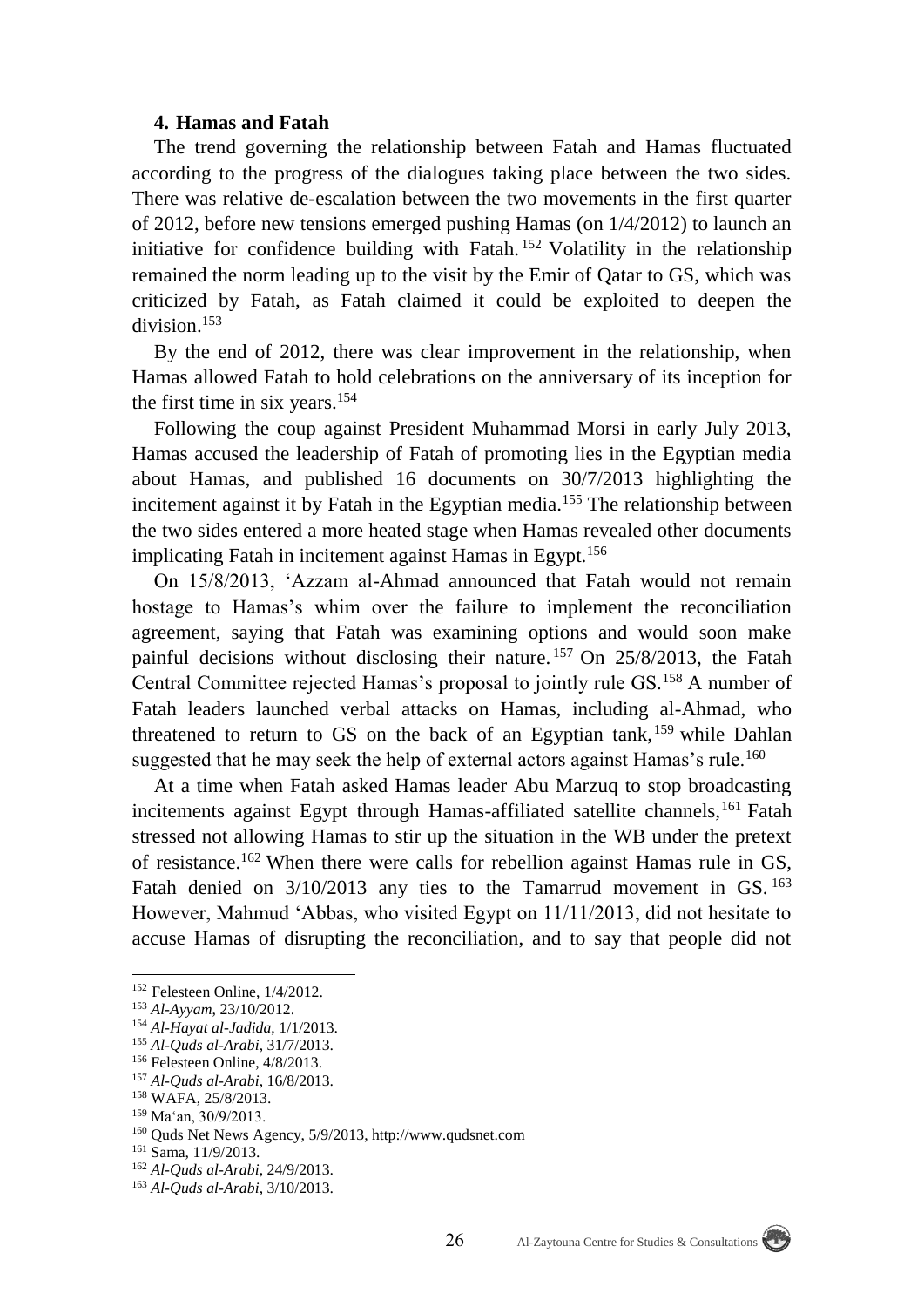#### 4. Hamas and Fatah

The trend governing the relationship between Fatah and Hamas fluctuated according to the progress of the dialogues taking place between the two sides. There was relative de-escalation between the two movements in the first quarter of 2012, before new tensions emerged pushing Hamas (on 1/4/2012) to launch an initiative for confidence building with Fatah.[152] Volatility in the relationship remained the norm leading up to the visit by the Emir of Qatar to GS, which was criticized by Fatah, as Fatah claimed it could be exploited to deepen the division.[153]

By the end of 2012, there was clear improvement in the relationship, when Hamas allowed Fatah to hold celebrations on the anniversary of its inception for the first time in six years.[154]

Following the coup against President Muhammad Morsi in early July 2013, Hamas accused the leadership of Fatah of promoting lies in the Egyptian media about Hamas, and published 16 documents on 30/7/2013 highlighting the incitement against it by Fatah in the Egyptian media.[155] The relationship between the two sides entered a more heated stage when Hamas revealed other documents implicating Fatah in incitement against Hamas in Egypt.[156]

On 15/8/2013, 'Azzam al-Ahmad announced that Fatah would not remain hostage to Hamas's whim over the failure to implement the reconciliation agreement, saying that Fatah was examining options and would soon make painful decisions without disclosing their nature.[157] On 25/8/2013, the Fatah Central Committee rejected Hamas's proposal to jointly rule GS.[158] A number of Fatah leaders launched verbal attacks on Hamas, including al-Ahmad, who threatened to return to GS on the back of an Egyptian tank,[159] while Dahlan suggested that he may seek the help of external actors against Hamas's rule.[160]

At a time when Fatah asked Hamas leader Abu Marzuq to stop broadcasting incitements against Egypt through Hamas-affiliated satellite channels,[161] Fatah stressed not allowing Hamas to stir up the situation in the WB under the pretext of resistance.[162] When there were calls for rebellion against Hamas rule in GS, Fatah denied on 3/10/2013 any ties to the Tamarrud movement in GS.[163] However, Mahmud 'Abbas, who visited Egypt on 11/11/2013, did not hesitate to accuse Hamas of disrupting the reconciliation, and to say that people did not

---

[152] Felesteen Online, 1/4/2012.
[153] *Al-Ayyam*, 23/10/2012.
[154] *Al-Hayat al-Jadida*, 1/1/2013.
[155] *Al-Quds al-Arabi*, 31/7/2013.
[156] Felesteen Online, 4/8/2013.
[157] *Al-Quds al-Arabi*, 16/8/2013.
[158] WAFA, 25/8/2013.
[159] Ma'an, 30/9/2013.
[160] Quds Net News Agency, 5/9/2013, http://www.qudsnet.com
[161] Sama, 11/9/2013.
[162] *Al-Quds al-Arabi*, 24/9/2013.
[163] *Al-Quds al-Arabi*, 3/10/2013.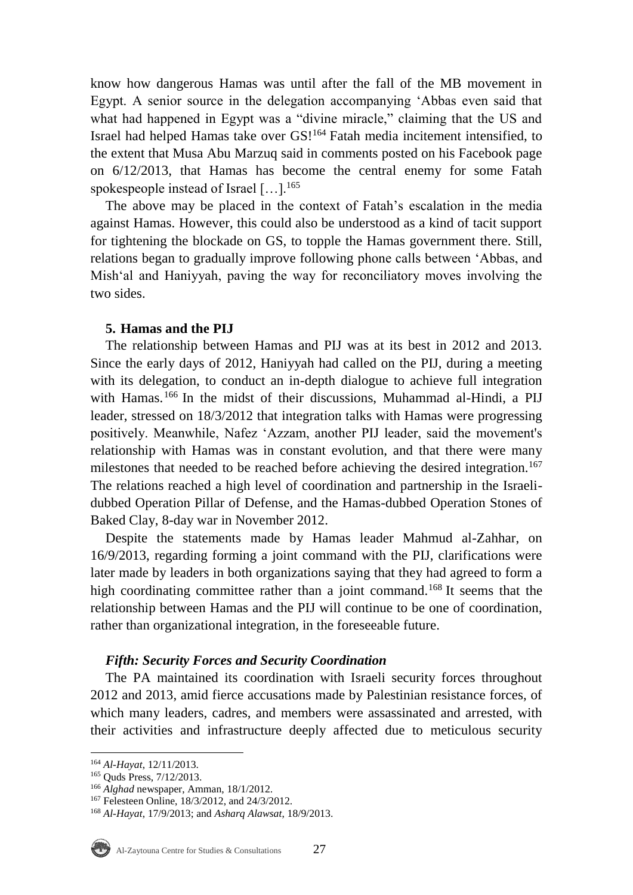know how dangerous Hamas was until after the fall of the MB movement in Egypt. A senior source in the delegation accompanying 'Abbas even said that what had happened in Egypt was a "divine miracle," claiming that the US and Israel had helped Hamas take over GS![164] Fatah media incitement intensified, to the extent that Musa Abu Marzuq said in comments posted on his Facebook page on 6/12/2013, that Hamas has become the central enemy for some Fatah spokespeople instead of Israel […].[165]

The above may be placed in the context of Fatah's escalation in the media against Hamas. However, this could also be understood as a kind of tacit support for tightening the blockade on GS, to topple the Hamas government there. Still, relations began to gradually improve following phone calls between 'Abbas, and Mish'al and Haniyyah, paving the way for reconciliatory moves involving the two sides.

**5. Hamas and the PIJ**

The relationship between Hamas and PIJ was at its best in 2012 and 2013. Since the early days of 2012, Haniyyah had called on the PIJ, during a meeting with its delegation, to conduct an in-depth dialogue to achieve full integration with Hamas.[166] In the midst of their discussions, Muhammad al-Hindi, a PIJ leader, stressed on 18/3/2012 that integration talks with Hamas were progressing positively. Meanwhile, Nafez 'Azzam, another PIJ leader, said the movement's relationship with Hamas was in constant evolution, and that there were many milestones that needed to be reached before achieving the desired integration.[167] The relations reached a high level of coordination and partnership in the Israeli-dubbed Operation Pillar of Defense, and the Hamas-dubbed Operation Stones of Baked Clay, 8-day war in November 2012.

Despite the statements made by Hamas leader Mahmud al-Zahhar, on 16/9/2013, regarding forming a joint command with the PIJ, clarifications were later made by leaders in both organizations saying that they had agreed to form a high coordinating committee rather than a joint command.[168] It seems that the relationship between Hamas and the PIJ will continue to be one of coordination, rather than organizational integration, in the foreseeable future.

***Fifth: Security Forces and Security Coordination***

The PA maintained its coordination with Israeli security forces throughout 2012 and 2013, amid fierce accusations made by Palestinian resistance forces, of which many leaders, cadres, and members were assassinated and arrested, with their activities and infrastructure deeply affected due to meticulous security

---

[164] *Al-Hayat*, 12/11/2013.

[165] Quds Press, 7/12/2013.

[166] *Alghad* newspaper, Amman, 18/1/2012.

[167] Felesteen Online, 18/3/2012, and 24/3/2012.

[168] *Al-Hayat*, 17/9/2013; and *Asharq Alawsat*, 18/9/2013.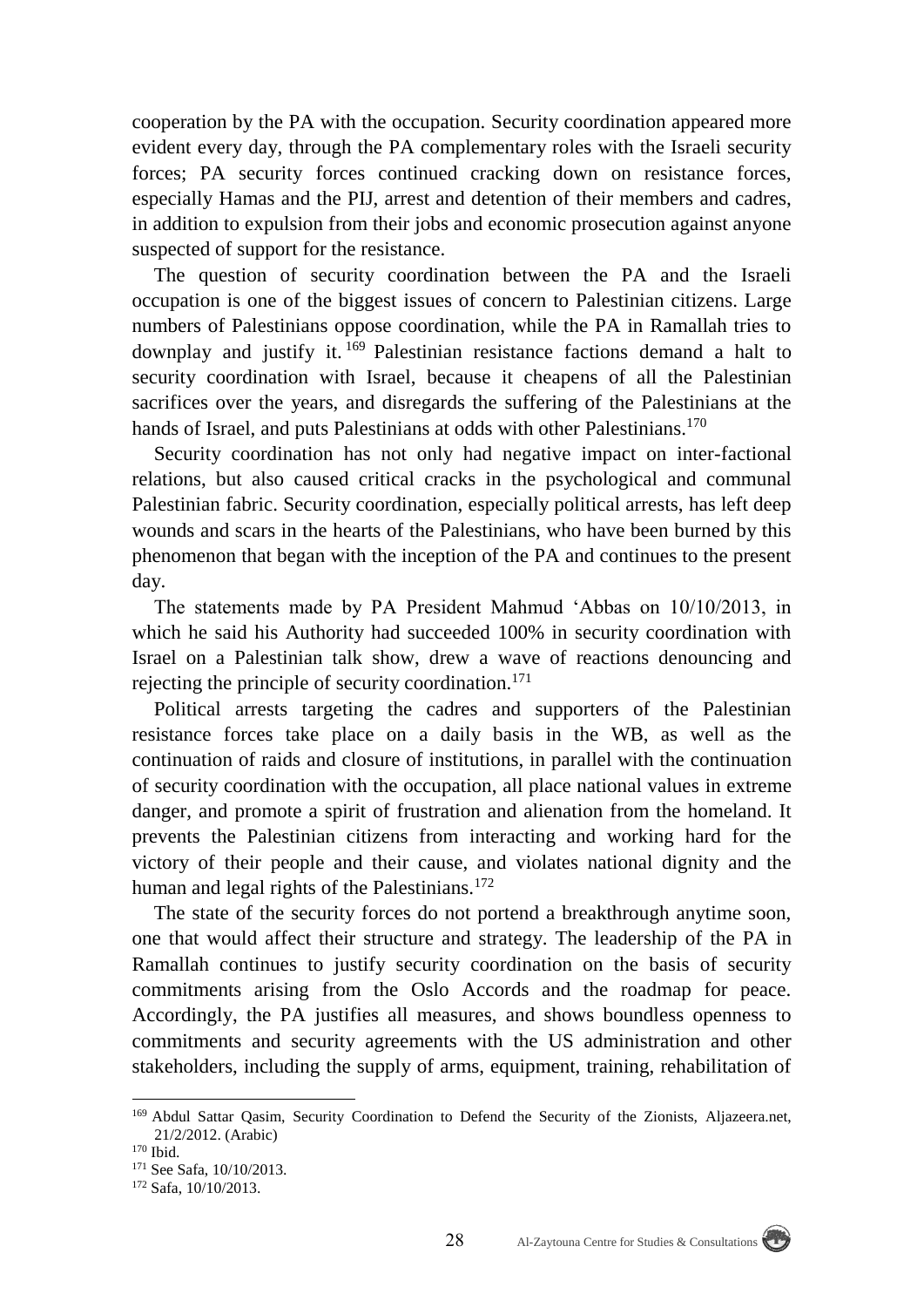cooperation by the PA with the occupation. Security coordination appeared more evident every day, through the PA complementary roles with the Israeli security forces; PA security forces continued cracking down on resistance forces, especially Hamas and the PIJ, arrest and detention of their members and cadres, in addition to expulsion from their jobs and economic prosecution against anyone suspected of support for the resistance.

The question of security coordination between the PA and the Israeli occupation is one of the biggest issues of concern to Palestinian citizens. Large numbers of Palestinians oppose coordination, while the PA in Ramallah tries to downplay and justify it.[169] Palestinian resistance factions demand a halt to security coordination with Israel, because it cheapens of all the Palestinian sacrifices over the years, and disregards the suffering of the Palestinians at the hands of Israel, and puts Palestinians at odds with other Palestinians.[170]

Security coordination has not only had negative impact on inter-factional relations, but also caused critical cracks in the psychological and communal Palestinian fabric. Security coordination, especially political arrests, has left deep wounds and scars in the hearts of the Palestinians, who have been burned by this phenomenon that began with the inception of the PA and continues to the present day.

The statements made by PA President Mahmud ‘Abbas on 10/10/2013, in which he said his Authority had succeeded 100% in security coordination with Israel on a Palestinian talk show, drew a wave of reactions denouncing and rejecting the principle of security coordination.[171]

Political arrests targeting the cadres and supporters of the Palestinian resistance forces take place on a daily basis in the WB, as well as the continuation of raids and closure of institutions, in parallel with the continuation of security coordination with the occupation, all place national values in extreme danger, and promote a spirit of frustration and alienation from the homeland. It prevents the Palestinian citizens from interacting and working hard for the victory of their people and their cause, and violates national dignity and the human and legal rights of the Palestinians.[172]

The state of the security forces do not portend a breakthrough anytime soon, one that would affect their structure and strategy. The leadership of the PA in Ramallah continues to justify security coordination on the basis of security commitments arising from the Oslo Accords and the roadmap for peace. Accordingly, the PA justifies all measures, and shows boundless openness to commitments and security agreements with the US administration and other stakeholders, including the supply of arms, equipment, training, rehabilitation of

---

[169] Abdul Sattar Qasim, Security Coordination to Defend the Security of the Zionists, Aljazeera.net, 21/2/2012. (Arabic)

[170] Ibid.

[171] See Safa, 10/10/2013.

[172] Safa, 10/10/2013.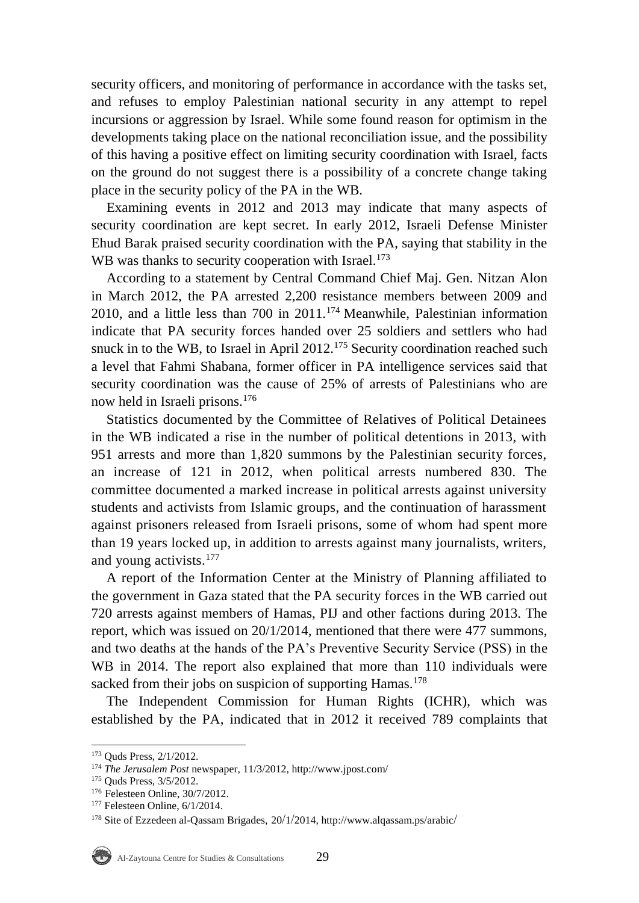security officers, and monitoring of performance in accordance with the tasks set, and refuses to employ Palestinian national security in any attempt to repel incursions or aggression by Israel. While some found reason for optimism in the developments taking place on the national reconciliation issue, and the possibility of this having a positive effect on limiting security coordination with Israel, facts on the ground do not suggest there is a possibility of a concrete change taking place in the security policy of the PA in the WB.

Examining events in 2012 and 2013 may indicate that many aspects of security coordination are kept secret. In early 2012, Israeli Defense Minister Ehud Barak praised security coordination with the PA, saying that stability in the WB was thanks to security cooperation with Israel.[173]

According to a statement by Central Command Chief Maj. Gen. Nitzan Alon in March 2012, the PA arrested 2,200 resistance members between 2009 and 2010, and a little less than 700 in 2011.[174] Meanwhile, Palestinian information indicate that PA security forces handed over 25 soldiers and settlers who had snuck in to the WB, to Israel in April 2012.[175] Security coordination reached such a level that Fahmi Shabana, former officer in PA intelligence services said that security coordination was the cause of 25% of arrests of Palestinians who are now held in Israeli prisons.[176]

Statistics documented by the Committee of Relatives of Political Detainees in the WB indicated a rise in the number of political detentions in 2013, with 951 arrests and more than 1,820 summons by the Palestinian security forces, an increase of 121 in 2012, when political arrests numbered 830. The committee documented a marked increase in political arrests against university students and activists from Islamic groups, and the continuation of harassment against prisoners released from Israeli prisons, some of whom had spent more than 19 years locked up, in addition to arrests against many journalists, writers, and young activists.[177]

A report of the Information Center at the Ministry of Planning affiliated to the government in Gaza stated that the PA security forces in the WB carried out 720 arrests against members of Hamas, PIJ and other factions during 2013. The report, which was issued on 20/1/2014, mentioned that there were 477 summons, and two deaths at the hands of the PA's Preventive Security Service (PSS) in the WB in 2014. The report also explained that more than 110 individuals were sacked from their jobs on suspicion of supporting Hamas.[178]

The Independent Commission for Human Rights (ICHR), which was established by the PA, indicated that in 2012 it received 789 complaints that

---

[173] Quds Press, 2/1/2012.

[174] *The Jerusalem Post* newspaper, 11/3/2012, http://www.jpost.com/

[175] Quds Press, 3/5/2012.

[176] Felesteen Online, 30/7/2012.

[177] Felesteen Online, 6/1/2014.

[178] Site of Ezzedeen al-Qassam Brigades, 20/1/2014, http://www.alqassam.ps/arabic/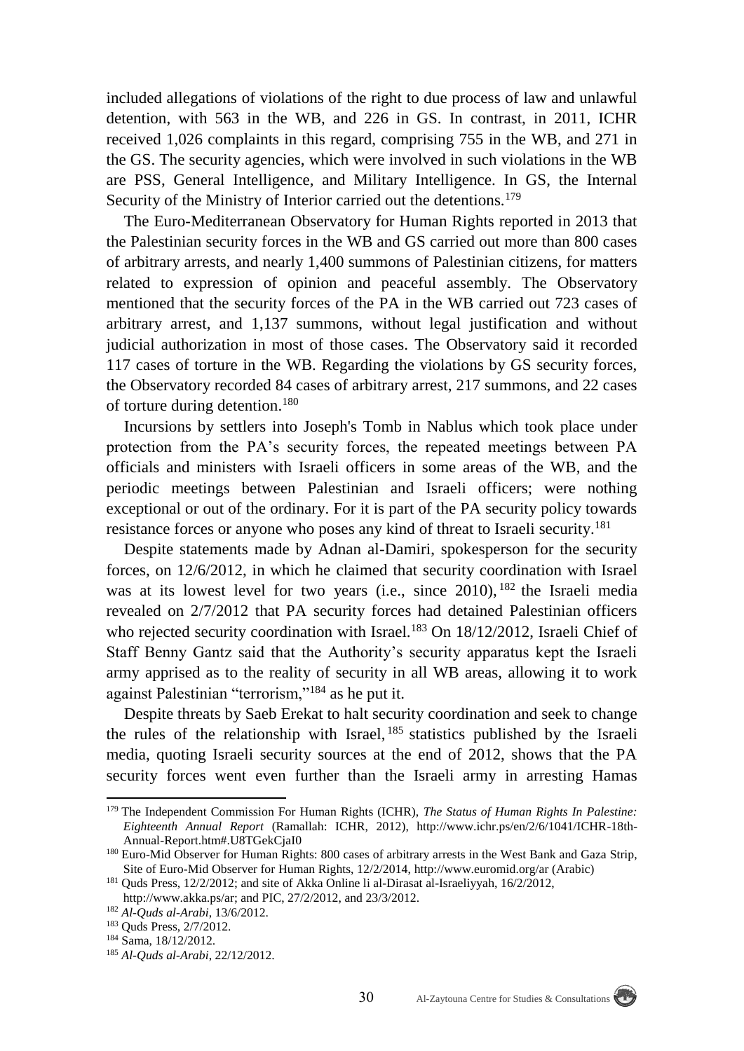included allegations of violations of the right to due process of law and unlawful detention, with 563 in the WB, and 226 in GS. In contrast, in 2011, ICHR received 1,026 complaints in this regard, comprising 755 in the WB, and 271 in the GS. The security agencies, which were involved in such violations in the WB are PSS, General Intelligence, and Military Intelligence. In GS, the Internal Security of the Ministry of Interior carried out the detentions.[179]

The Euro-Mediterranean Observatory for Human Rights reported in 2013 that the Palestinian security forces in the WB and GS carried out more than 800 cases of arbitrary arrests, and nearly 1,400 summons of Palestinian citizens, for matters related to expression of opinion and peaceful assembly. The Observatory mentioned that the security forces of the PA in the WB carried out 723 cases of arbitrary arrest, and 1,137 summons, without legal justification and without judicial authorization in most of those cases. The Observatory said it recorded 117 cases of torture in the WB. Regarding the violations by GS security forces, the Observatory recorded 84 cases of arbitrary arrest, 217 summons, and 22 cases of torture during detention.[180]

Incursions by settlers into Joseph's Tomb in Nablus which took place under protection from the PA's security forces, the repeated meetings between PA officials and ministers with Israeli officers in some areas of the WB, and the periodic meetings between Palestinian and Israeli officers; were nothing exceptional or out of the ordinary. For it is part of the PA security policy towards resistance forces or anyone who poses any kind of threat to Israeli security.[181]

Despite statements made by Adnan al-Damiri, spokesperson for the security forces, on 12/6/2012, in which he claimed that security coordination with Israel was at its lowest level for two years (i.e., since 2010),[182] the Israeli media revealed on 2/7/2012 that PA security forces had detained Palestinian officers who rejected security coordination with Israel.[183] On 18/12/2012, Israeli Chief of Staff Benny Gantz said that the Authority's security apparatus kept the Israeli army apprised as to the reality of security in all WB areas, allowing it to work against Palestinian "terrorism,"[184] as he put it.

Despite threats by Saeb Erekat to halt security coordination and seek to change the rules of the relationship with Israel,[185] statistics published by the Israeli media, quoting Israeli security sources at the end of 2012, shows that the PA security forces went even further than the Israeli army in arresting Hamas

---

[179] The Independent Commission For Human Rights (ICHR), *The Status of Human Rights In Palestine: Eighteenth Annual Report* (Ramallah: ICHR, 2012), http://www.ichr.ps/en/2/6/1041/ICHR-18th-Annual-Report.htm#.U8TGekCjaI0

[180] Euro-Mid Observer for Human Rights: 800 cases of arbitrary arrests in the West Bank and Gaza Strip, Site of Euro-Mid Observer for Human Rights, 12/2/2014, http://www.euromid.org/ar (Arabic)

[181] Quds Press, 12/2/2012; and site of Akka Online li al-Dirasat al-Israeliyyah, 16/2/2012, http://www.akka.ps/ar; and PIC, 27/2/2012, and 23/3/2012.

[182] *Al-Quds al-Arabi*, 13/6/2012.

[183] Quds Press, 2/7/2012.

[184] Sama, 18/12/2012.

[185] *Al-Quds al-Arabi*, 22/12/2012.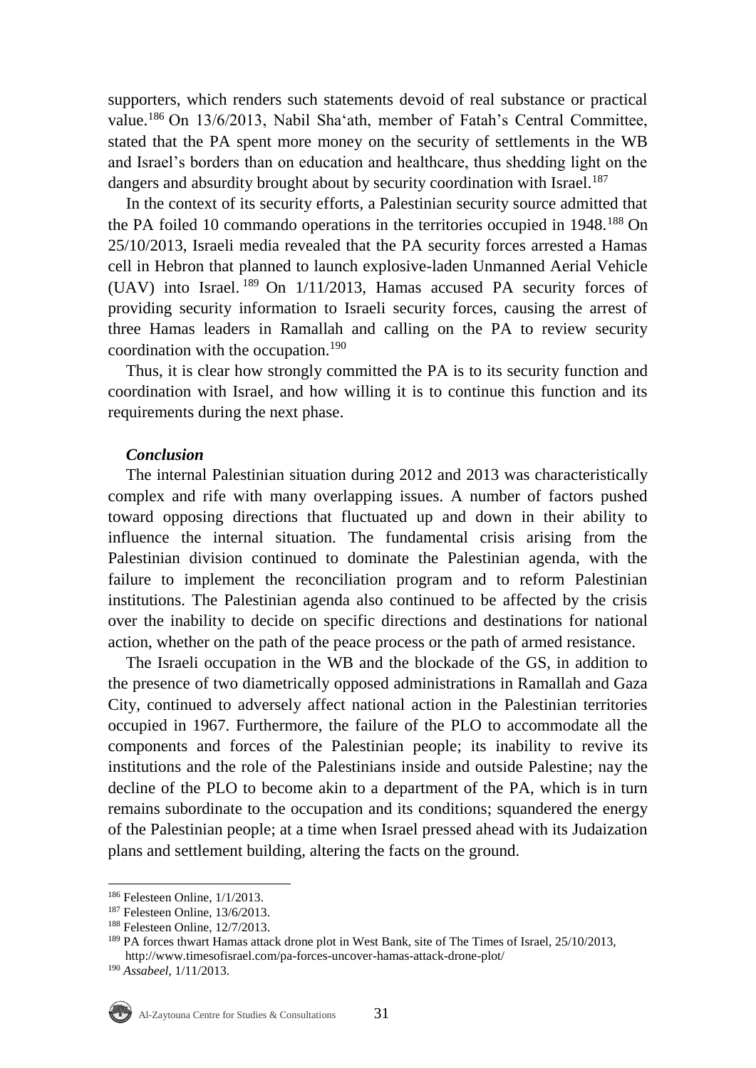supporters, which renders such statements devoid of real substance or practical value.[186] On 13/6/2013, Nabil Sha'ath, member of Fatah's Central Committee, stated that the PA spent more money on the security of settlements in the WB and Israel's borders than on education and healthcare, thus shedding light on the dangers and absurdity brought about by security coordination with Israel.[187]

In the context of its security efforts, a Palestinian security source admitted that the PA foiled 10 commando operations in the territories occupied in 1948.[188] On 25/10/2013, Israeli media revealed that the PA security forces arrested a Hamas cell in Hebron that planned to launch explosive-laden Unmanned Aerial Vehicle (UAV) into Israel.[189] On 1/11/2013, Hamas accused PA security forces of providing security information to Israeli security forces, causing the arrest of three Hamas leaders in Ramallah and calling on the PA to review security coordination with the occupation.[190]

Thus, it is clear how strongly committed the PA is to its security function and coordination with Israel, and how willing it is to continue this function and its requirements during the next phase.

### *Conclusion*

The internal Palestinian situation during 2012 and 2013 was characteristically complex and rife with many overlapping issues. A number of factors pushed toward opposing directions that fluctuated up and down in their ability to influence the internal situation. The fundamental crisis arising from the Palestinian division continued to dominate the Palestinian agenda, with the failure to implement the reconciliation program and to reform Palestinian institutions. The Palestinian agenda also continued to be affected by the crisis over the inability to decide on specific directions and destinations for national action, whether on the path of the peace process or the path of armed resistance.

The Israeli occupation in the WB and the blockade of the GS, in addition to the presence of two diametrically opposed administrations in Ramallah and Gaza City, continued to adversely affect national action in the Palestinian territories occupied in 1967. Furthermore, the failure of the PLO to accommodate all the components and forces of the Palestinian people; its inability to revive its institutions and the role of the Palestinians inside and outside Palestine; nay the decline of the PLO to become akin to a department of the PA, which is in turn remains subordinate to the occupation and its conditions; squandered the energy of the Palestinian people; at a time when Israel pressed ahead with its Judaization plans and settlement building, altering the facts on the ground.

---

[186] Felesteen Online, 1/1/2013.

[187] Felesteen Online, 13/6/2013.

[188] Felesteen Online, 12/7/2013.

[189] PA forces thwart Hamas attack drone plot in West Bank, site of The Times of Israel, 25/10/2013, http://www.timesofisrael.com/pa-forces-uncover-hamas-attack-drone-plot/

[190] *Assabeel*, 1/11/2013.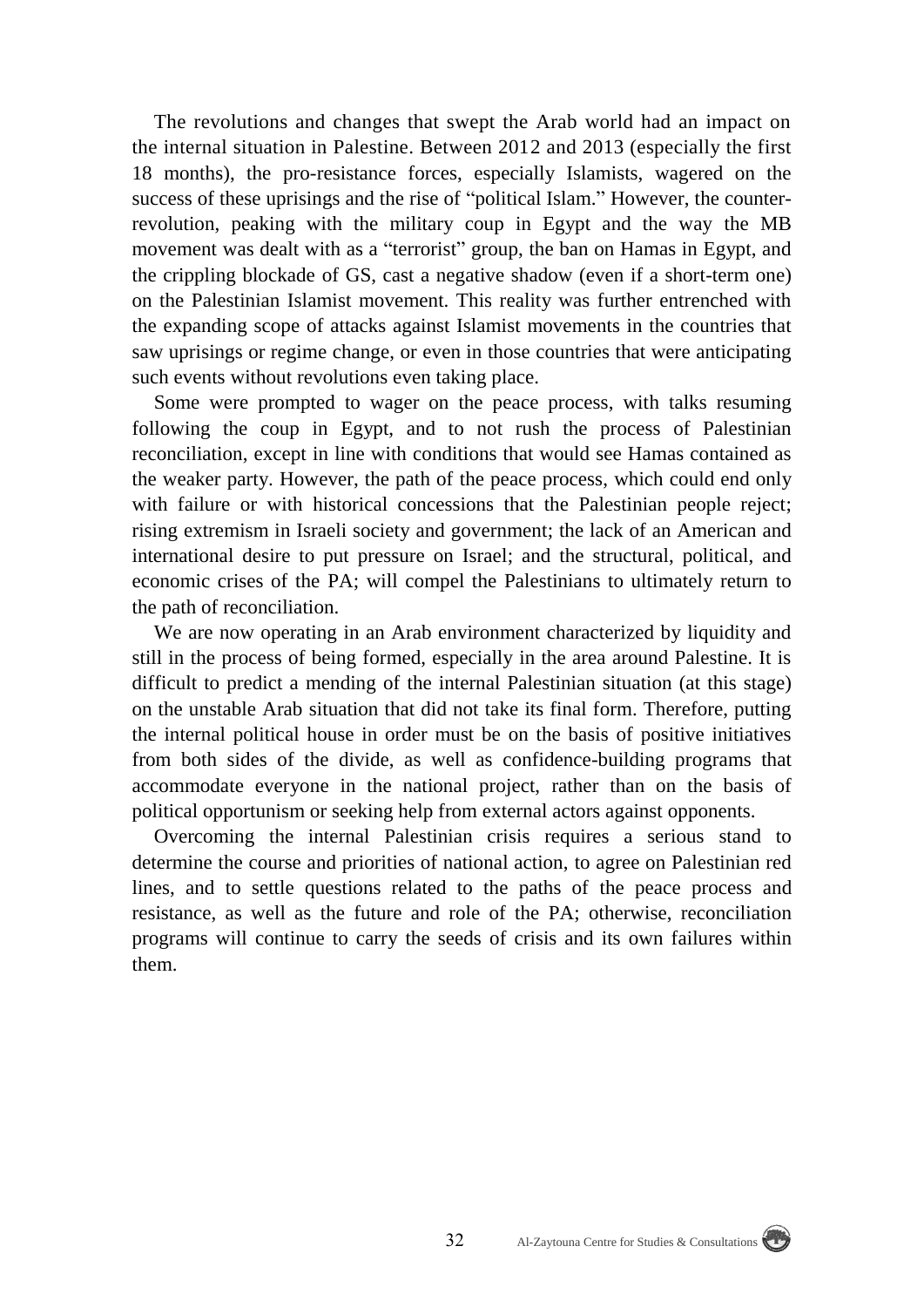The revolutions and changes that swept the Arab world had an impact on the internal situation in Palestine. Between 2012 and 2013 (especially the first 18 months), the pro-resistance forces, especially Islamists, wagered on the success of these uprisings and the rise of "political Islam." However, the counter-revolution, peaking with the military coup in Egypt and the way the MB movement was dealt with as a "terrorist" group, the ban on Hamas in Egypt, and the crippling blockade of GS, cast a negative shadow (even if a short-term one) on the Palestinian Islamist movement. This reality was further entrenched with the expanding scope of attacks against Islamist movements in the countries that saw uprisings or regime change, or even in those countries that were anticipating such events without revolutions even taking place.

Some were prompted to wager on the peace process, with talks resuming following the coup in Egypt, and to not rush the process of Palestinian reconciliation, except in line with conditions that would see Hamas contained as the weaker party. However, the path of the peace process, which could end only with failure or with historical concessions that the Palestinian people reject; rising extremism in Israeli society and government; the lack of an American and international desire to put pressure on Israel; and the structural, political, and economic crises of the PA; will compel the Palestinians to ultimately return to the path of reconciliation.

We are now operating in an Arab environment characterized by liquidity and still in the process of being formed, especially in the area around Palestine. It is difficult to predict a mending of the internal Palestinian situation (at this stage) on the unstable Arab situation that did not take its final form. Therefore, putting the internal political house in order must be on the basis of positive initiatives from both sides of the divide, as well as confidence-building programs that accommodate everyone in the national project, rather than on the basis of political opportunism or seeking help from external actors against opponents.

Overcoming the internal Palestinian crisis requires a serious stand to determine the course and priorities of national action, to agree on Palestinian red lines, and to settle questions related to the paths of the peace process and resistance, as well as the future and role of the PA; otherwise, reconciliation programs will continue to carry the seeds of crisis and its own failures within them.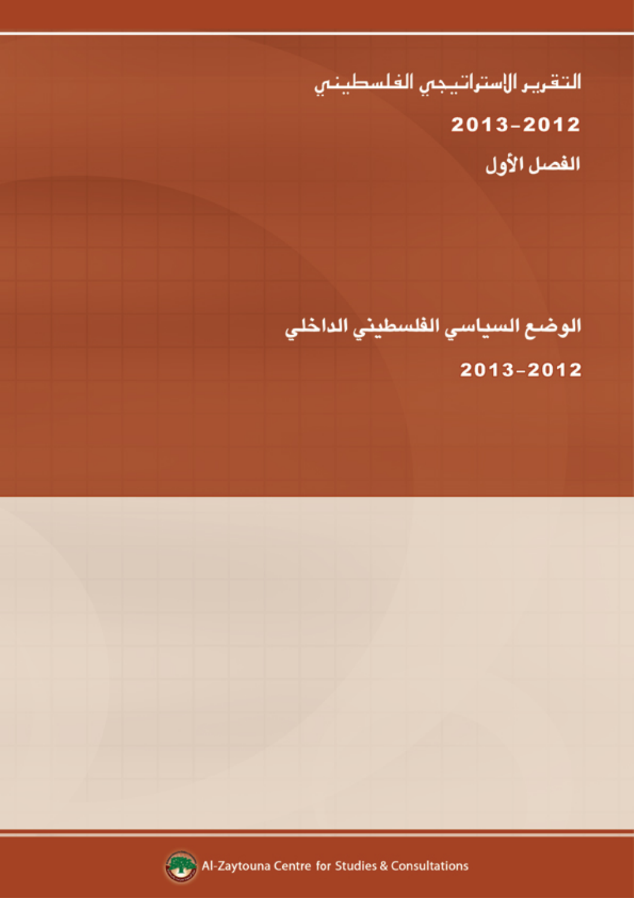# التقرير الاستراتيجي الفلسطيني

## 2013-2012

## الفصل الأول

# الوضع السياسي الفلسطيني الداخلي

## 2013-2012

Al-Zaytouna Centre for Studies & Consultations